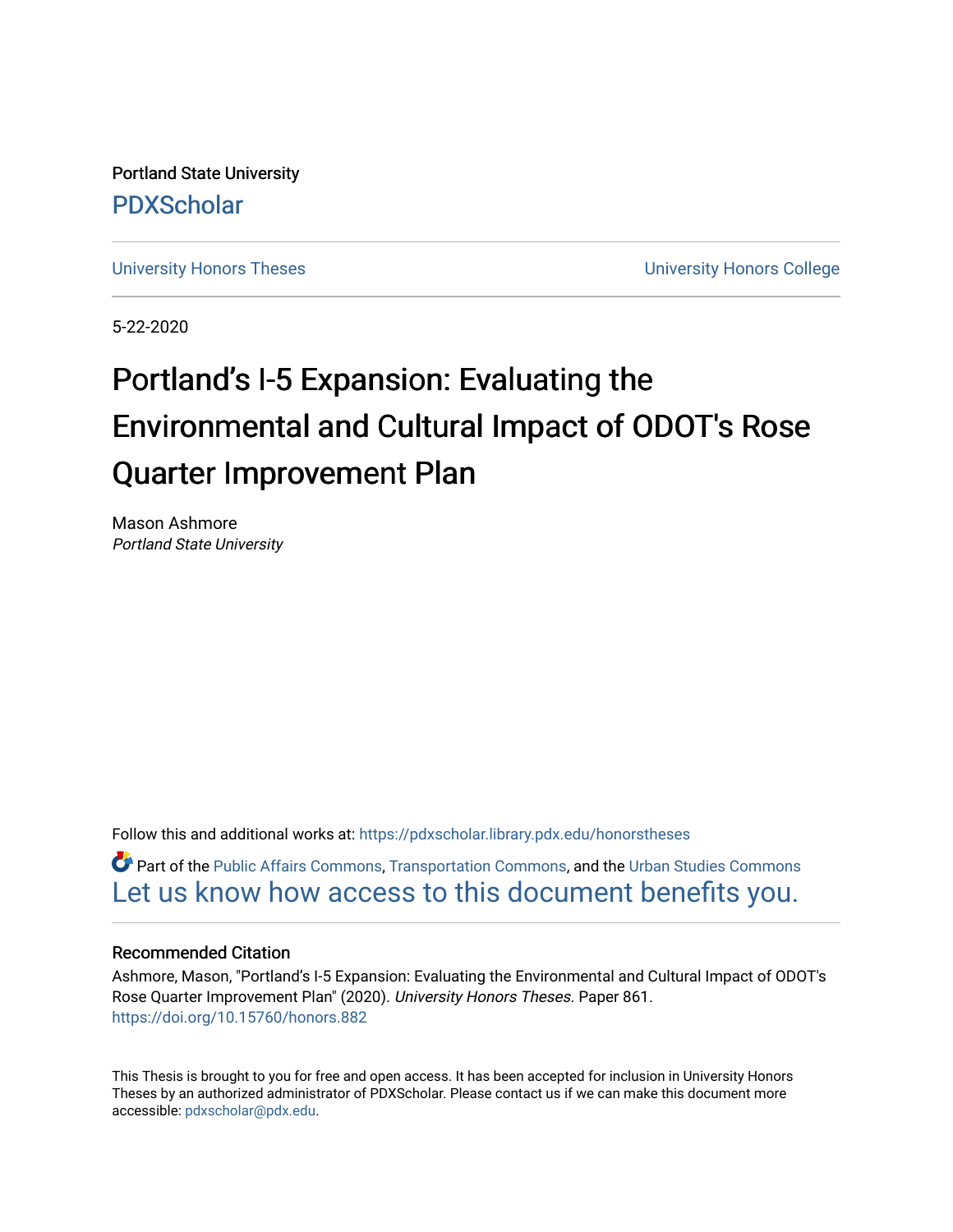Portland State University

PDXScholar

University Honors Theses | University Honors College

5-22-2020

# Portland's I-5 Expansion: Evaluating the Environmental and Cultural Impact of ODOT's Rose Quarter Improvement Plan

Mason Ashmore
*Portland State University*

Follow this and additional works at: https://pdxscholar.library.pdx.edu/honorstheses

Part of the Public Affairs Commons, Transportation Commons, and the Urban Studies Commons

Let us know how access to this document benefits you.

### Recommended Citation

Ashmore, Mason, "Portland's I-5 Expansion: Evaluating the Environmental and Cultural Impact of ODOT's Rose Quarter Improvement Plan" (2020). *University Honors Theses*. Paper 861.
https://doi.org/10.15760/honors.882

This Thesis is brought to you for free and open access. It has been accepted for inclusion in University Honors Theses by an authorized administrator of PDXScholar. Please contact us if we can make this document more accessible: pdxscholar@pdx.edu.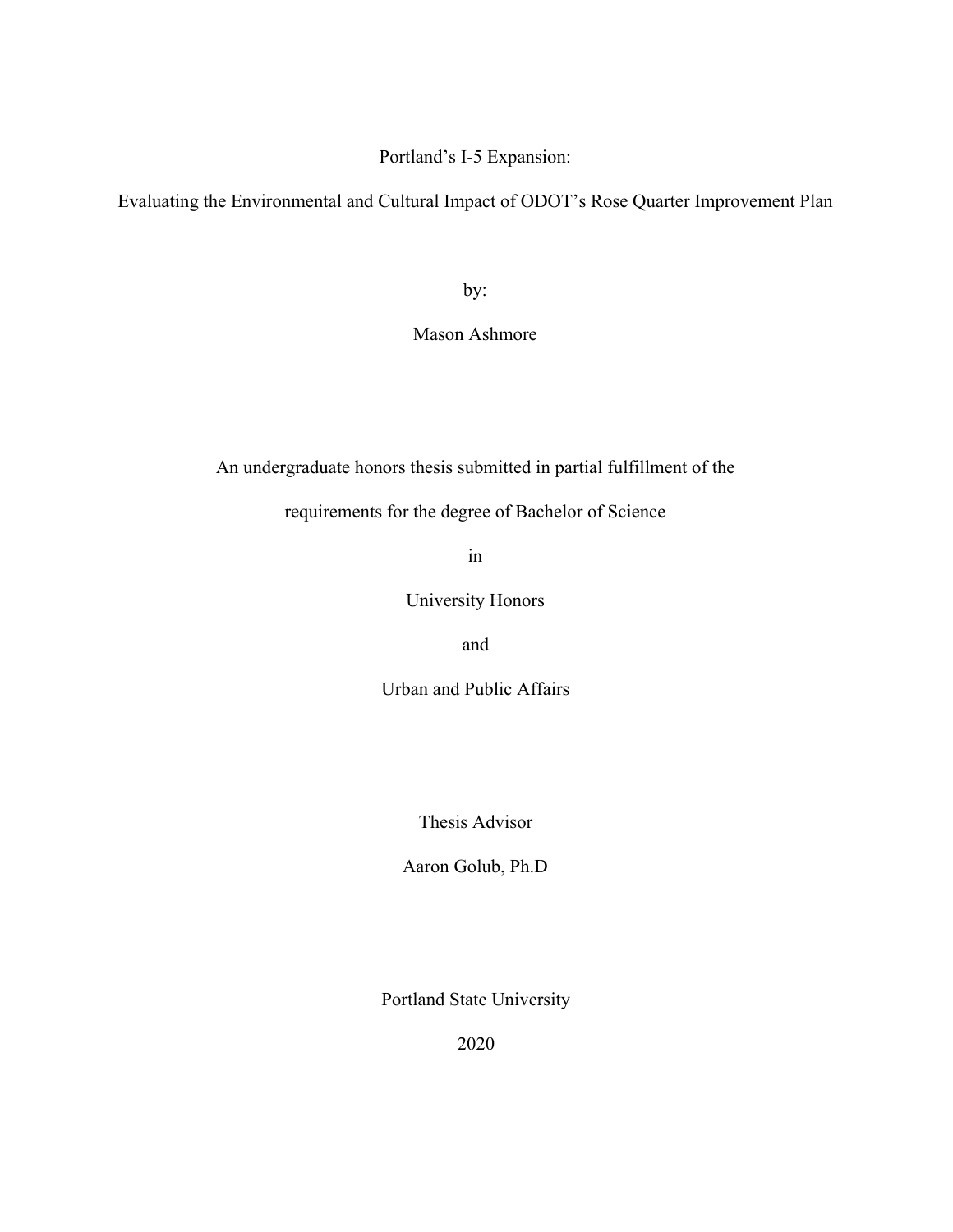# Portland's I-5 Expansion:

## Evaluating the Environmental and Cultural Impact of ODOT's Rose Quarter Improvement Plan

by:

Mason Ashmore

An undergraduate honors thesis submitted in partial fulfillment of the

requirements for the degree of Bachelor of Science

in

University Honors

and

Urban and Public Affairs

Thesis Advisor

Aaron Golub, Ph.D

Portland State University

2020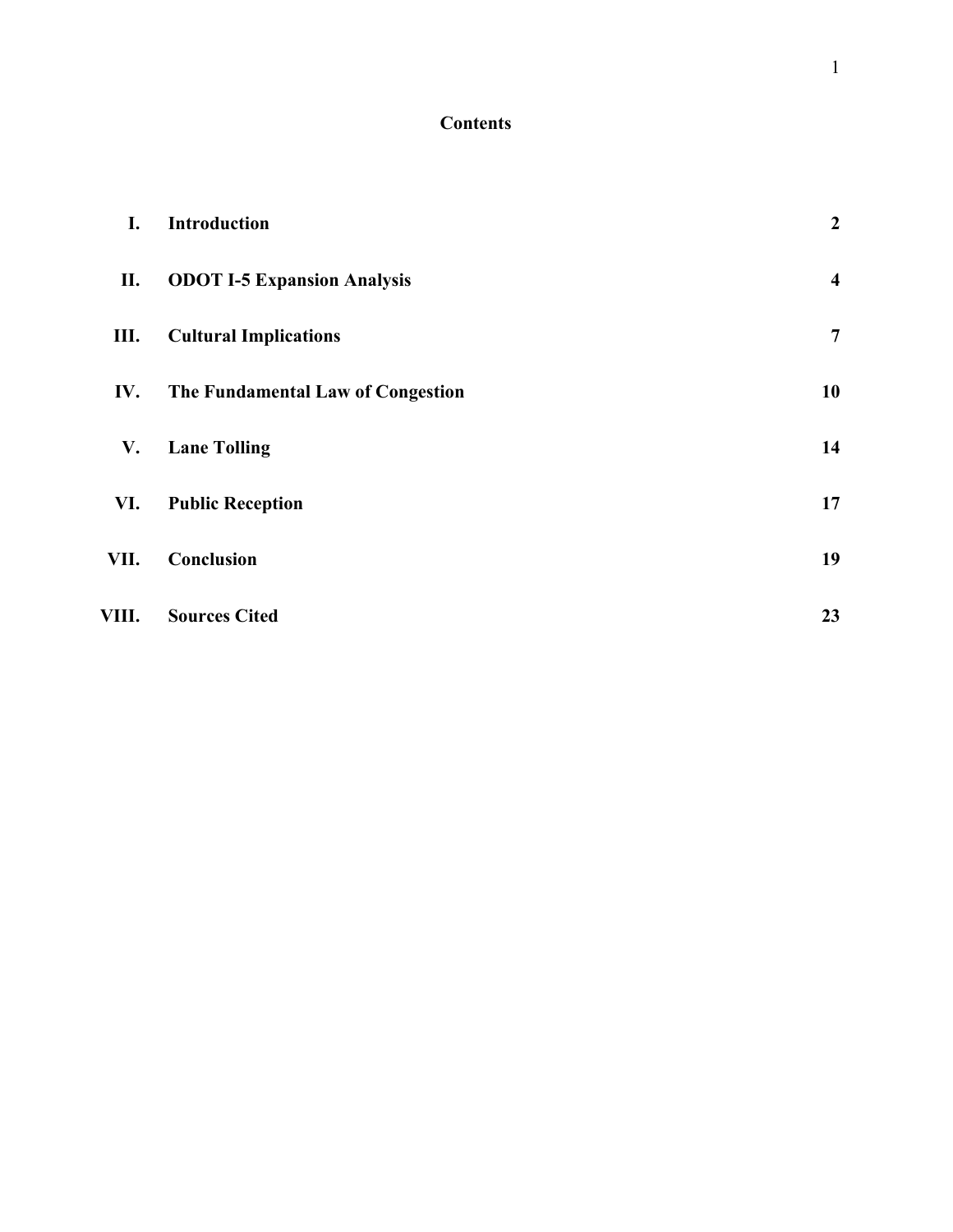## Contents

| | | |
|---|---|---|
| **I.** | **Introduction** | **2** |
| **II.** | **ODOT I-5 Expansion Analysis** | **4** |
| **III.** | **Cultural Implications** | **7** |
| **IV.** | **The Fundamental Law of Congestion** | **10** |
| **V.** | **Lane Tolling** | **14** |
| **VI.** | **Public Reception** | **17** |
| **VII.** | **Conclusion** | **19** |
| **VIII.** | **Sources Cited** | **23** |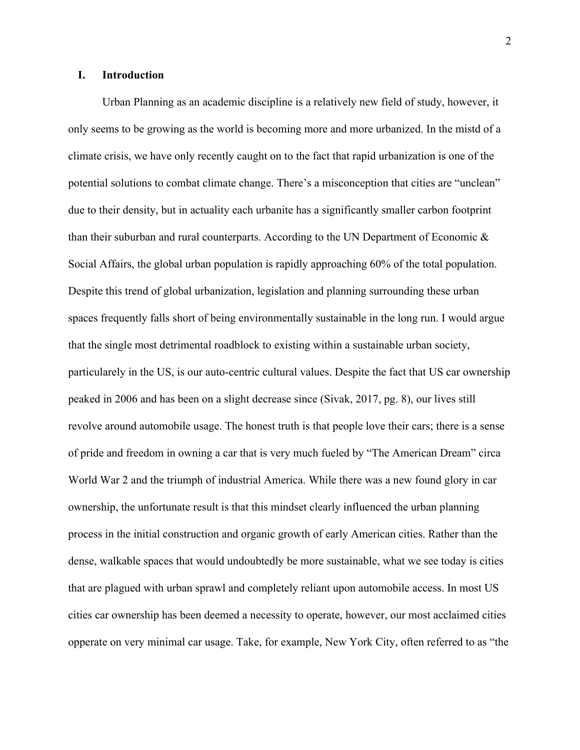## I. Introduction

Urban Planning as an academic discipline is a relatively new field of study, however, it only seems to be growing as the world is becoming more and more urbanized. In the mistd of a climate crisis, we have only recently caught on to the fact that rapid urbanization is one of the potential solutions to combat climate change. There's a misconception that cities are "unclean" due to their density, but in actuality each urbanite has a significantly smaller carbon footprint than their suburban and rural counterparts. According to the UN Department of Economic & Social Affairs, the global urban population is rapidly approaching 60% of the total population. Despite this trend of global urbanization, legislation and planning surrounding these urban spaces frequently falls short of being environmentally sustainable in the long run. I would argue that the single most detrimental roadblock to existing within a sustainable urban society, particularely in the US, is our auto-centric cultural values. Despite the fact that US car ownership peaked in 2006 and has been on a slight decrease since (Sivak, 2017, pg. 8), our lives still revolve around automobile usage. The honest truth is that people love their cars; there is a sense of pride and freedom in owning a car that is very much fueled by "The American Dream" circa World War 2 and the triumph of industrial America. While there was a new found glory in car ownership, the unfortunate result is that this mindset clearly influenced the urban planning process in the initial construction and organic growth of early American cities. Rather than the dense, walkable spaces that would undoubtedly be more sustainable, what we see today is cities that are plagued with urban sprawl and completely reliant upon automobile access. In most US cities car ownership has been deemed a necessity to operate, however, our most acclaimed cities opperate on very minimal car usage. Take, for example, New York City, often referred to as "the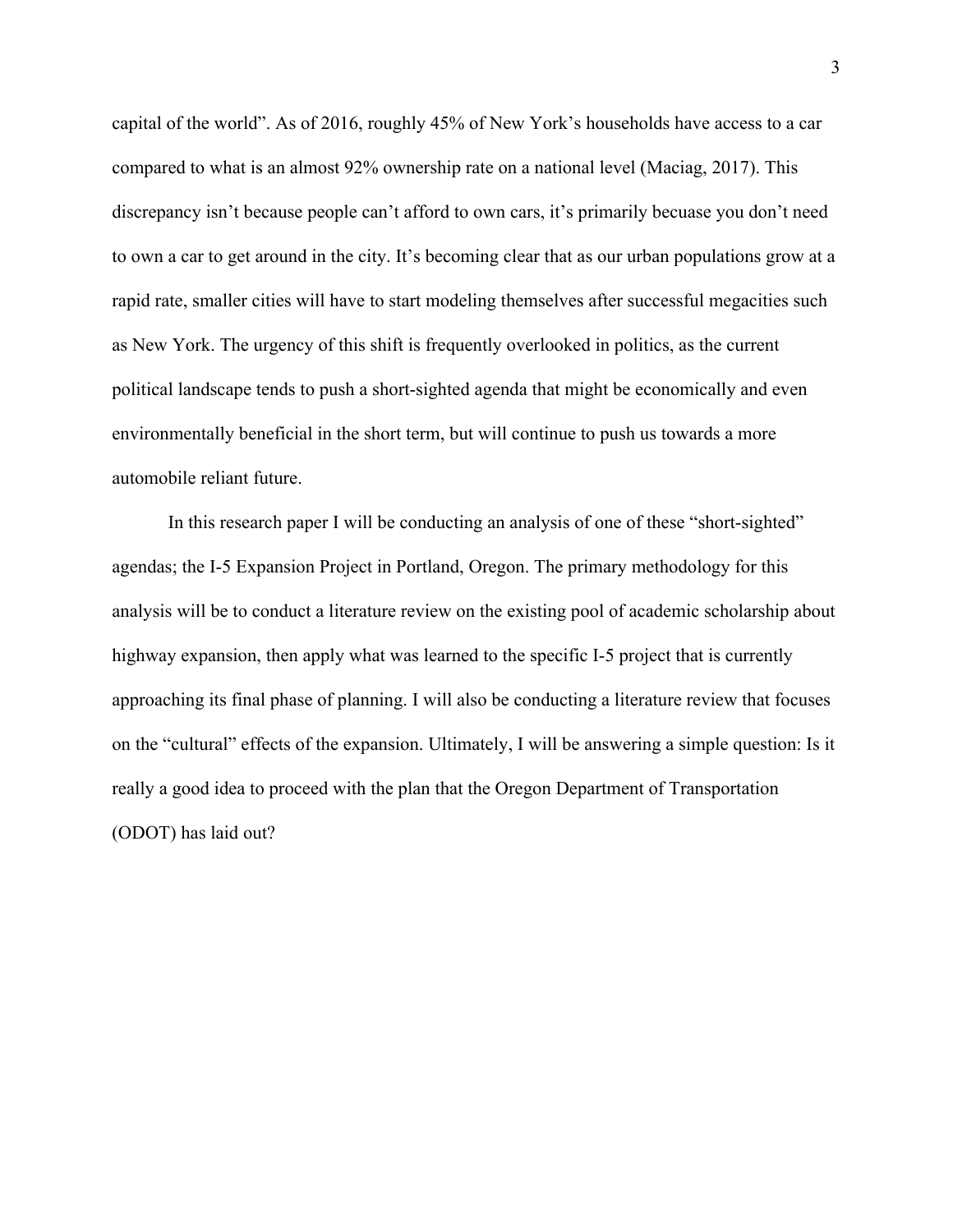capital of the world". As of 2016, roughly 45% of New York's households have access to a car compared to what is an almost 92% ownership rate on a national level (Maciag, 2017). This discrepancy isn't because people can't afford to own cars, it's primarily becuase you don't need to own a car to get around in the city. It's becoming clear that as our urban populations grow at a rapid rate, smaller cities will have to start modeling themselves after successful megacities such as New York. The urgency of this shift is frequently overlooked in politics, as the current political landscape tends to push a short-sighted agenda that might be economically and even environmentally beneficial in the short term, but will continue to push us towards a more automobile reliant future.

In this research paper I will be conducting an analysis of one of these "short-sighted" agendas; the I-5 Expansion Project in Portland, Oregon. The primary methodology for this analysis will be to conduct a literature review on the existing pool of academic scholarship about highway expansion, then apply what was learned to the specific I-5 project that is currently approaching its final phase of planning. I will also be conducting a literature review that focuses on the "cultural" effects of the expansion. Ultimately, I will be answering a simple question: Is it really a good idea to proceed with the plan that the Oregon Department of Transportation (ODOT) has laid out?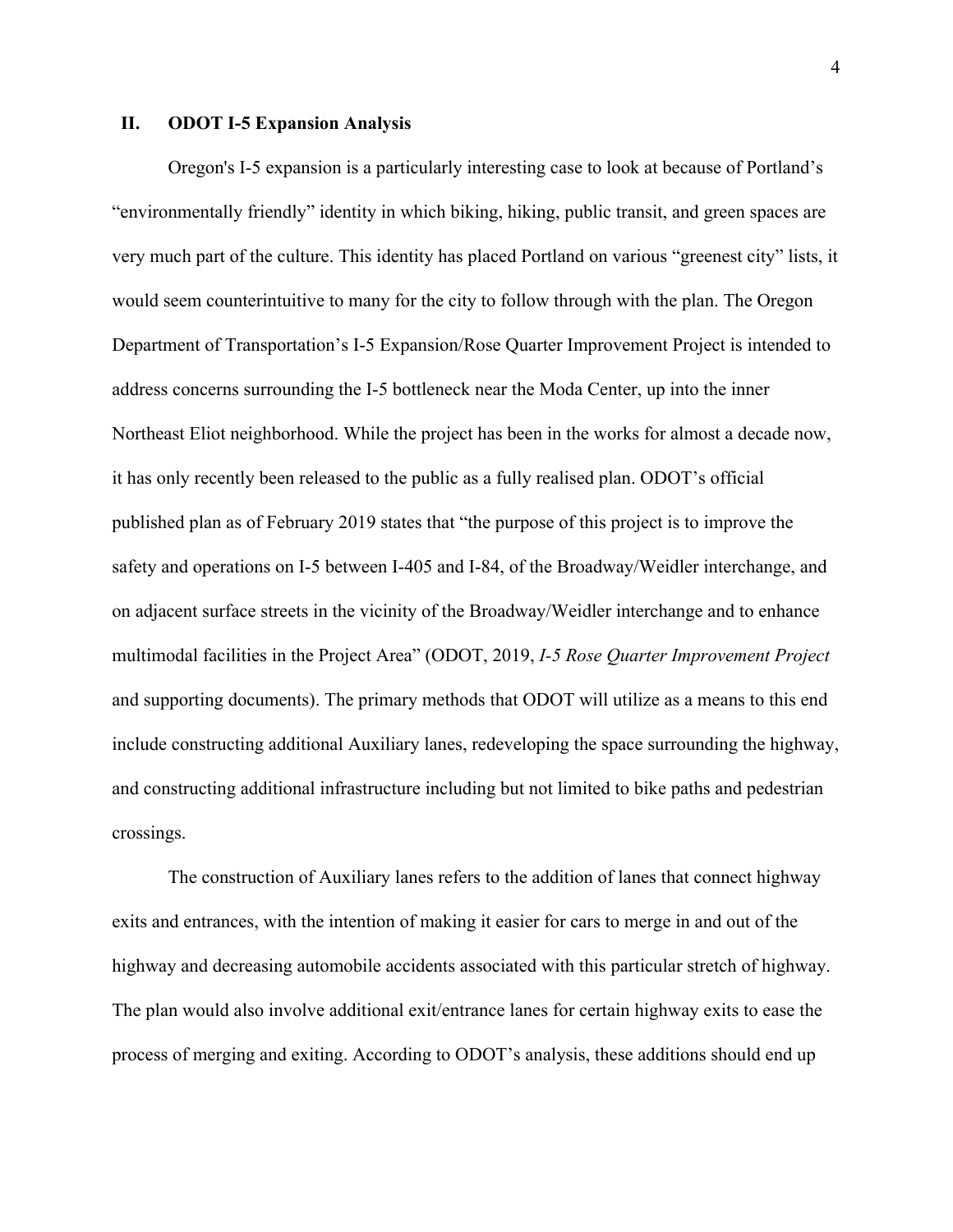## II. ODOT I-5 Expansion Analysis

Oregon's I-5 expansion is a particularly interesting case to look at because of Portland's "environmentally friendly" identity in which biking, hiking, public transit, and green spaces are very much part of the culture. This identity has placed Portland on various "greenest city" lists, it would seem counterintuitive to many for the city to follow through with the plan. The Oregon Department of Transportation's I-5 Expansion/Rose Quarter Improvement Project is intended to address concerns surrounding the I-5 bottleneck near the Moda Center, up into the inner Northeast Eliot neighborhood. While the project has been in the works for almost a decade now, it has only recently been released to the public as a fully realised plan. ODOT's official published plan as of February 2019 states that "the purpose of this project is to improve the safety and operations on I-5 between I-405 and I-84, of the Broadway/Weidler interchange, and on adjacent surface streets in the vicinity of the Broadway/Weidler interchange and to enhance multimodal facilities in the Project Area" (ODOT, 2019, *I-5 Rose Quarter Improvement Project* and supporting documents). The primary methods that ODOT will utilize as a means to this end include constructing additional Auxiliary lanes, redeveloping the space surrounding the highway, and constructing additional infrastructure including but not limited to bike paths and pedestrian crossings.

The construction of Auxiliary lanes refers to the addition of lanes that connect highway exits and entrances, with the intention of making it easier for cars to merge in and out of the highway and decreasing automobile accidents associated with this particular stretch of highway. The plan would also involve additional exit/entrance lanes for certain highway exits to ease the process of merging and exiting. According to ODOT's analysis, these additions should end up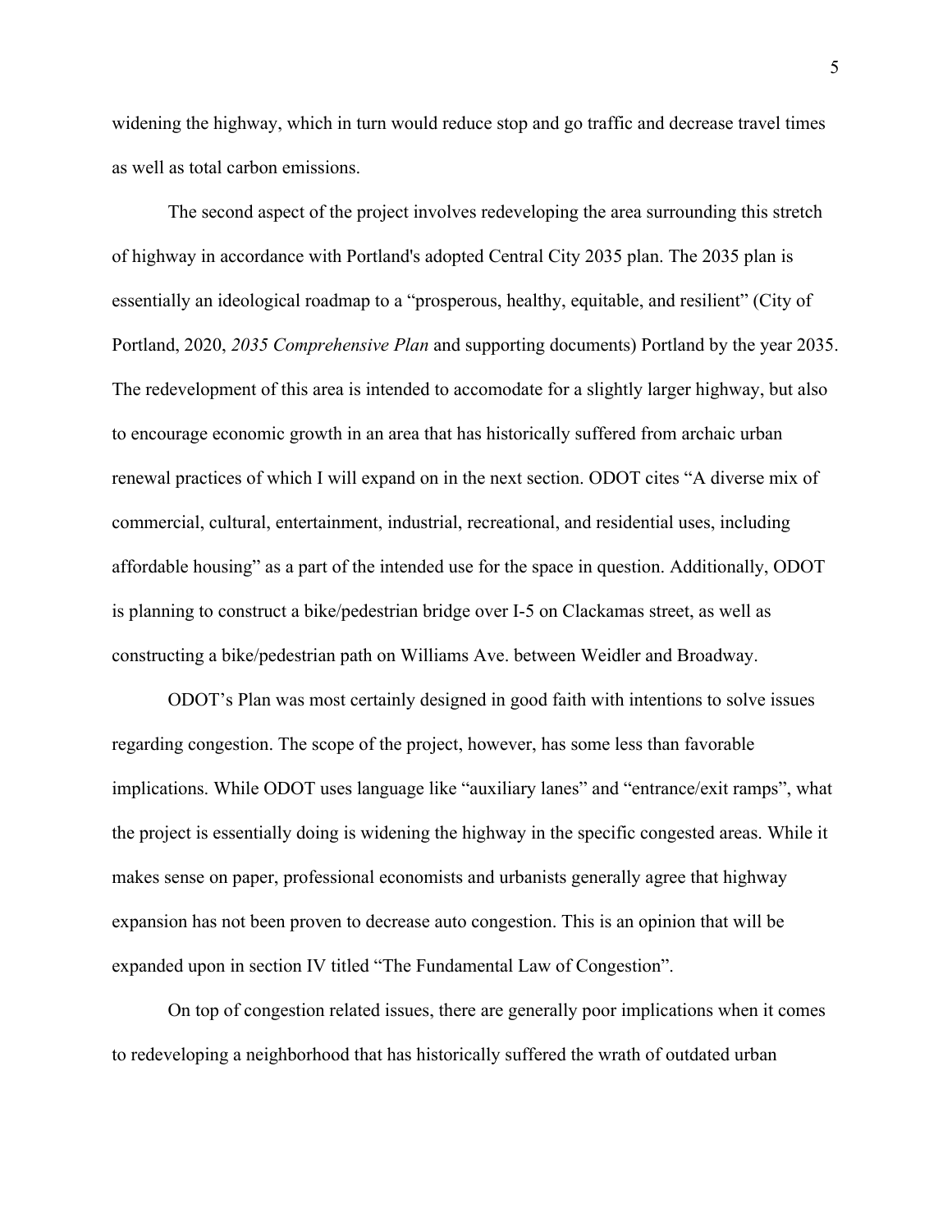widening the highway, which in turn would reduce stop and go traffic and decrease travel times as well as total carbon emissions.

The second aspect of the project involves redeveloping the area surrounding this stretch of highway in accordance with Portland's adopted Central City 2035 plan. The 2035 plan is essentially an ideological roadmap to a "prosperous, healthy, equitable, and resilient" (City of Portland, 2020, *2035 Comprehensive Plan* and supporting documents) Portland by the year 2035. The redevelopment of this area is intended to accomodate for a slightly larger highway, but also to encourage economic growth in an area that has historically suffered from archaic urban renewal practices of which I will expand on in the next section. ODOT cites "A diverse mix of commercial, cultural, entertainment, industrial, recreational, and residential uses, including affordable housing" as a part of the intended use for the space in question. Additionally, ODOT is planning to construct a bike/pedestrian bridge over I-5 on Clackamas street, as well as constructing a bike/pedestrian path on Williams Ave. between Weidler and Broadway.

ODOT's Plan was most certainly designed in good faith with intentions to solve issues regarding congestion. The scope of the project, however, has some less than favorable implications. While ODOT uses language like "auxiliary lanes" and "entrance/exit ramps", what the project is essentially doing is widening the highway in the specific congested areas. While it makes sense on paper, professional economists and urbanists generally agree that highway expansion has not been proven to decrease auto congestion. This is an opinion that will be expanded upon in section IV titled "The Fundamental Law of Congestion".

On top of congestion related issues, there are generally poor implications when it comes to redeveloping a neighborhood that has historically suffered the wrath of outdated urban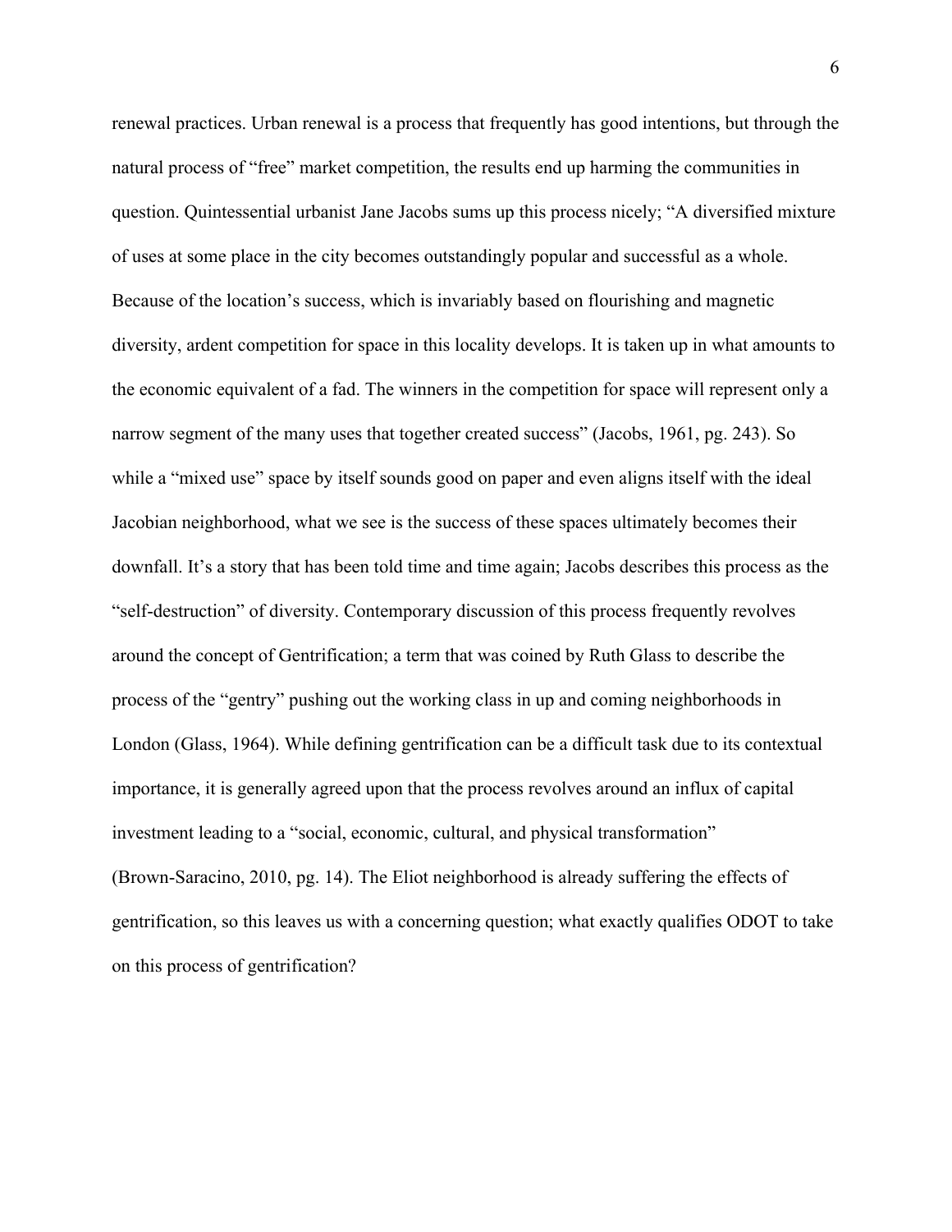renewal practices. Urban renewal is a process that frequently has good intentions, but through the natural process of "free" market competition, the results end up harming the communities in question. Quintessential urbanist Jane Jacobs sums up this process nicely; "A diversified mixture of uses at some place in the city becomes outstandingly popular and successful as a whole. Because of the location's success, which is invariably based on flourishing and magnetic diversity, ardent competition for space in this locality develops. It is taken up in what amounts to the economic equivalent of a fad. The winners in the competition for space will represent only a narrow segment of the many uses that together created success" (Jacobs, 1961, pg. 243). So while a "mixed use" space by itself sounds good on paper and even aligns itself with the ideal Jacobian neighborhood, what we see is the success of these spaces ultimately becomes their downfall. It's a story that has been told time and time again; Jacobs describes this process as the "self-destruction" of diversity. Contemporary discussion of this process frequently revolves around the concept of Gentrification; a term that was coined by Ruth Glass to describe the process of the "gentry" pushing out the working class in up and coming neighborhoods in London (Glass, 1964). While defining gentrification can be a difficult task due to its contextual importance, it is generally agreed upon that the process revolves around an influx of capital investment leading to a "social, economic, cultural, and physical transformation" (Brown-Saracino, 2010, pg. 14). The Eliot neighborhood is already suffering the effects of gentrification, so this leaves us with a concerning question; what exactly qualifies ODOT to take on this process of gentrification?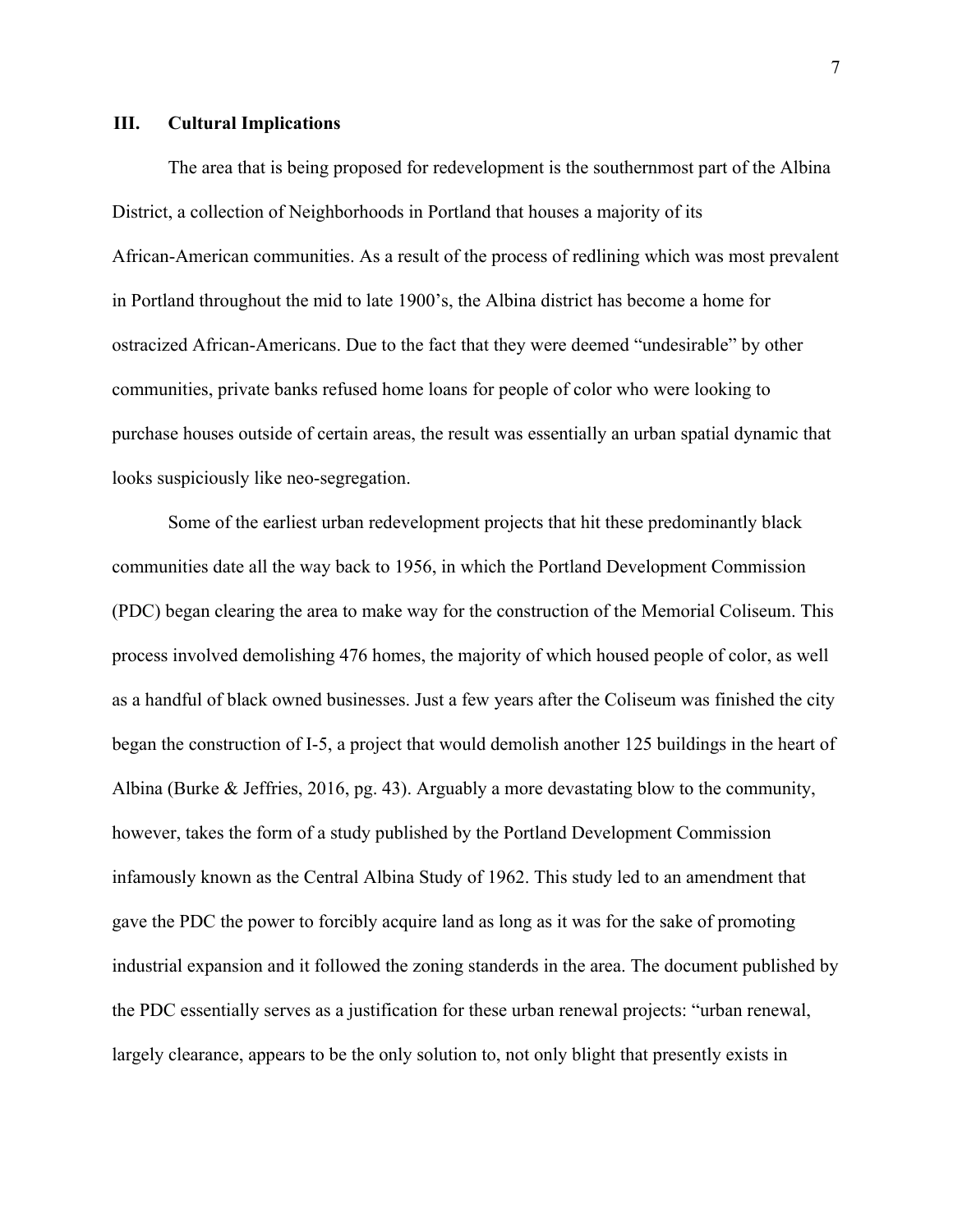## III. Cultural Implications

The area that is being proposed for redevelopment is the southernmost part of the Albina District, a collection of Neighborhoods in Portland that houses a majority of its African-American communities. As a result of the process of redlining which was most prevalent in Portland throughout the mid to late 1900's, the Albina district has become a home for ostracized African-Americans. Due to the fact that they were deemed "undesirable" by other communities, private banks refused home loans for people of color who were looking to purchase houses outside of certain areas, the result was essentially an urban spatial dynamic that looks suspiciously like neo-segregation.

Some of the earliest urban redevelopment projects that hit these predominantly black communities date all the way back to 1956, in which the Portland Development Commission (PDC) began clearing the area to make way for the construction of the Memorial Coliseum. This process involved demolishing 476 homes, the majority of which housed people of color, as well as a handful of black owned businesses. Just a few years after the Coliseum was finished the city began the construction of I-5, a project that would demolish another 125 buildings in the heart of Albina (Burke & Jeffries, 2016, pg. 43). Arguably a more devastating blow to the community, however, takes the form of a study published by the Portland Development Commission infamously known as the Central Albina Study of 1962. This study led to an amendment that gave the PDC the power to forcibly acquire land as long as it was for the sake of promoting industrial expansion and it followed the zoning standerds in the area. The document published by the PDC essentially serves as a justification for these urban renewal projects: "urban renewal, largely clearance, appears to be the only solution to, not only blight that presently exists in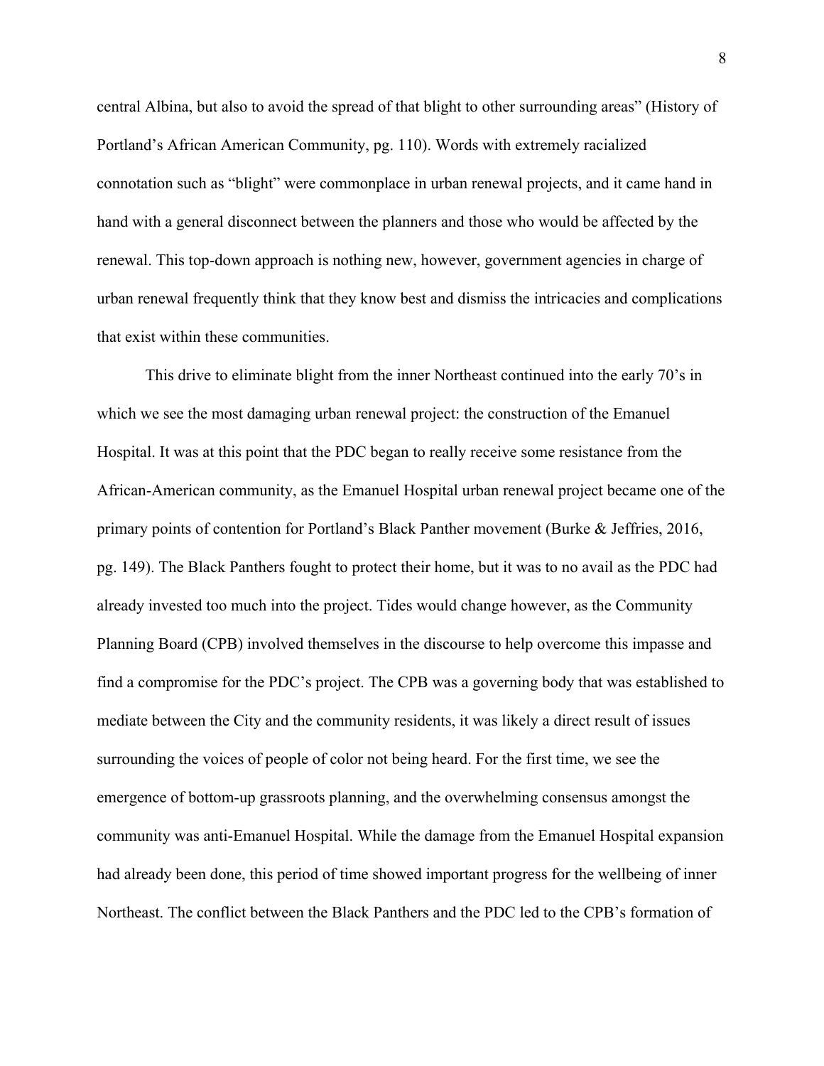central Albina, but also to avoid the spread of that blight to other surrounding areas" (History of Portland's African American Community, pg. 110). Words with extremely racialized connotation such as "blight" were commonplace in urban renewal projects, and it came hand in hand with a general disconnect between the planners and those who would be affected by the renewal. This top-down approach is nothing new, however, government agencies in charge of urban renewal frequently think that they know best and dismiss the intricacies and complications that exist within these communities.

This drive to eliminate blight from the inner Northeast continued into the early 70's in which we see the most damaging urban renewal project: the construction of the Emanuel Hospital. It was at this point that the PDC began to really receive some resistance from the African-American community, as the Emanuel Hospital urban renewal project became one of the primary points of contention for Portland's Black Panther movement (Burke & Jeffries, 2016, pg. 149). The Black Panthers fought to protect their home, but it was to no avail as the PDC had already invested too much into the project. Tides would change however, as the Community Planning Board (CPB) involved themselves in the discourse to help overcome this impasse and find a compromise for the PDC's project. The CPB was a governing body that was established to mediate between the City and the community residents, it was likely a direct result of issues surrounding the voices of people of color not being heard. For the first time, we see the emergence of bottom-up grassroots planning, and the overwhelming consensus amongst the community was anti-Emanuel Hospital. While the damage from the Emanuel Hospital expansion had already been done, this period of time showed important progress for the wellbeing of inner Northeast. The conflict between the Black Panthers and the PDC led to the CPB's formation of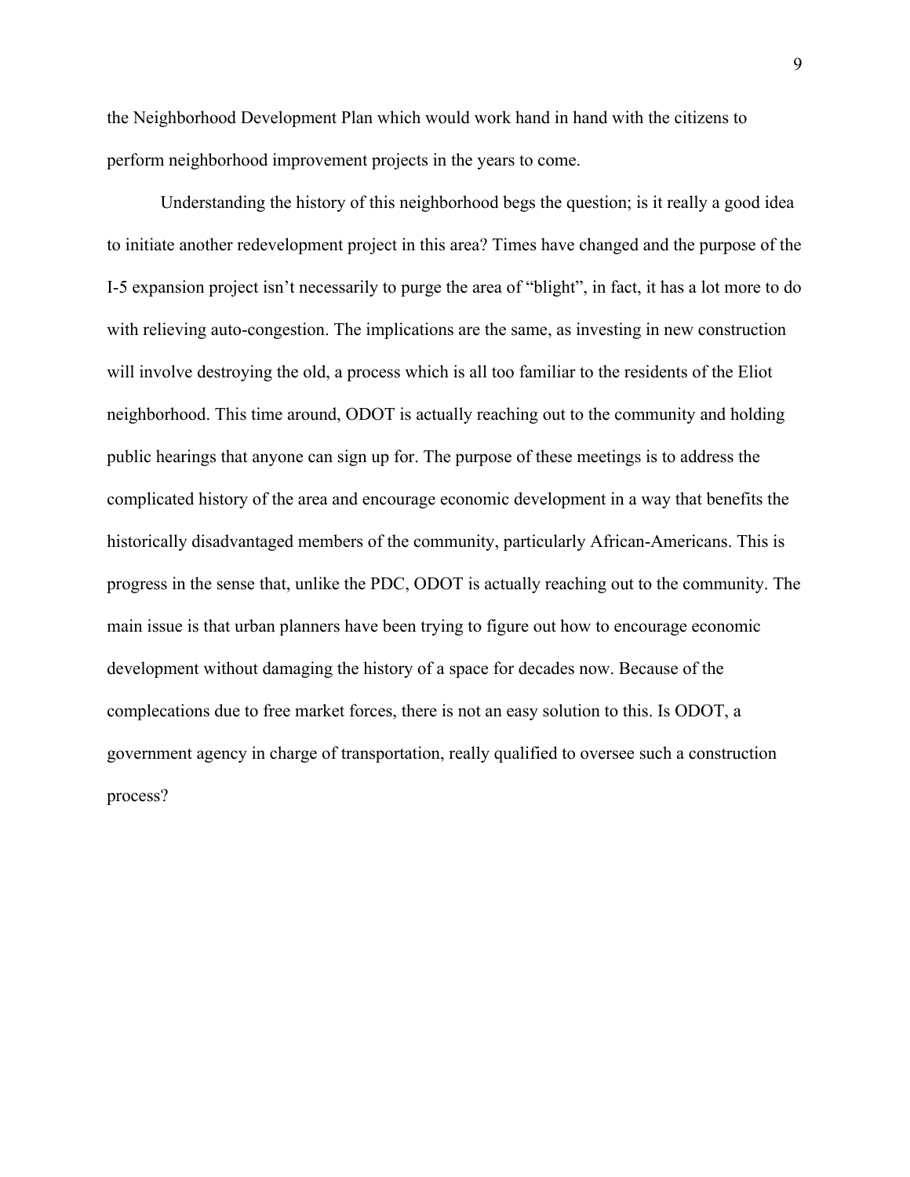the Neighborhood Development Plan which would work hand in hand with the citizens to perform neighborhood improvement projects in the years to come.

Understanding the history of this neighborhood begs the question; is it really a good idea to initiate another redevelopment project in this area? Times have changed and the purpose of the I-5 expansion project isn't necessarily to purge the area of "blight", in fact, it has a lot more to do with relieving auto-congestion. The implications are the same, as investing in new construction will involve destroying the old, a process which is all too familiar to the residents of the Eliot neighborhood. This time around, ODOT is actually reaching out to the community and holding public hearings that anyone can sign up for. The purpose of these meetings is to address the complicated history of the area and encourage economic development in a way that benefits the historically disadvantaged members of the community, particularly African-Americans. This is progress in the sense that, unlike the PDC, ODOT is actually reaching out to the community. The main issue is that urban planners have been trying to figure out how to encourage economic development without damaging the history of a space for decades now. Because of the complecations due to free market forces, there is not an easy solution to this. Is ODOT, a government agency in charge of transportation, really qualified to oversee such a construction process?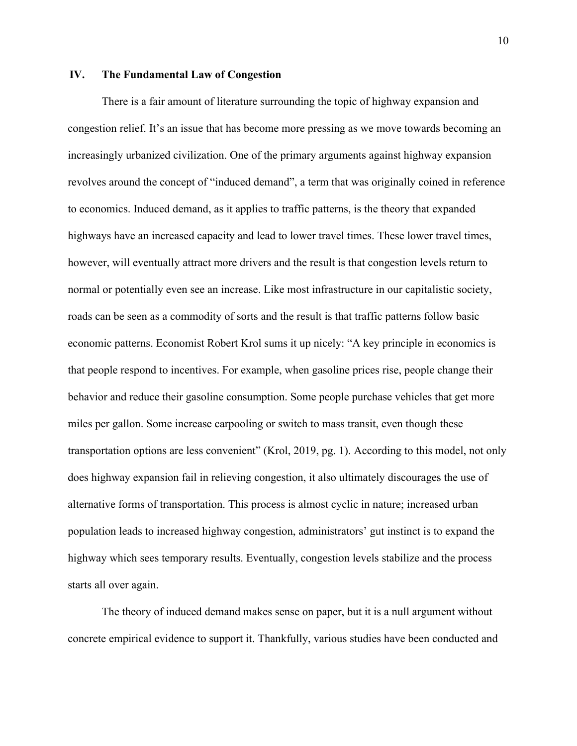## IV. The Fundamental Law of Congestion

There is a fair amount of literature surrounding the topic of highway expansion and congestion relief. It's an issue that has become more pressing as we move towards becoming an increasingly urbanized civilization. One of the primary arguments against highway expansion revolves around the concept of "induced demand", a term that was originally coined in reference to economics. Induced demand, as it applies to traffic patterns, is the theory that expanded highways have an increased capacity and lead to lower travel times. These lower travel times, however, will eventually attract more drivers and the result is that congestion levels return to normal or potentially even see an increase. Like most infrastructure in our capitalistic society, roads can be seen as a commodity of sorts and the result is that traffic patterns follow basic economic patterns. Economist Robert Krol sums it up nicely: "A key principle in economics is that people respond to incentives. For example, when gasoline prices rise, people change their behavior and reduce their gasoline consumption. Some people purchase vehicles that get more miles per gallon. Some increase carpooling or switch to mass transit, even though these transportation options are less convenient" (Krol, 2019, pg. 1). According to this model, not only does highway expansion fail in relieving congestion, it also ultimately discourages the use of alternative forms of transportation. This process is almost cyclic in nature; increased urban population leads to increased highway congestion, administrators' gut instinct is to expand the highway which sees temporary results. Eventually, congestion levels stabilize and the process starts all over again.

The theory of induced demand makes sense on paper, but it is a null argument without concrete empirical evidence to support it. Thankfully, various studies have been conducted and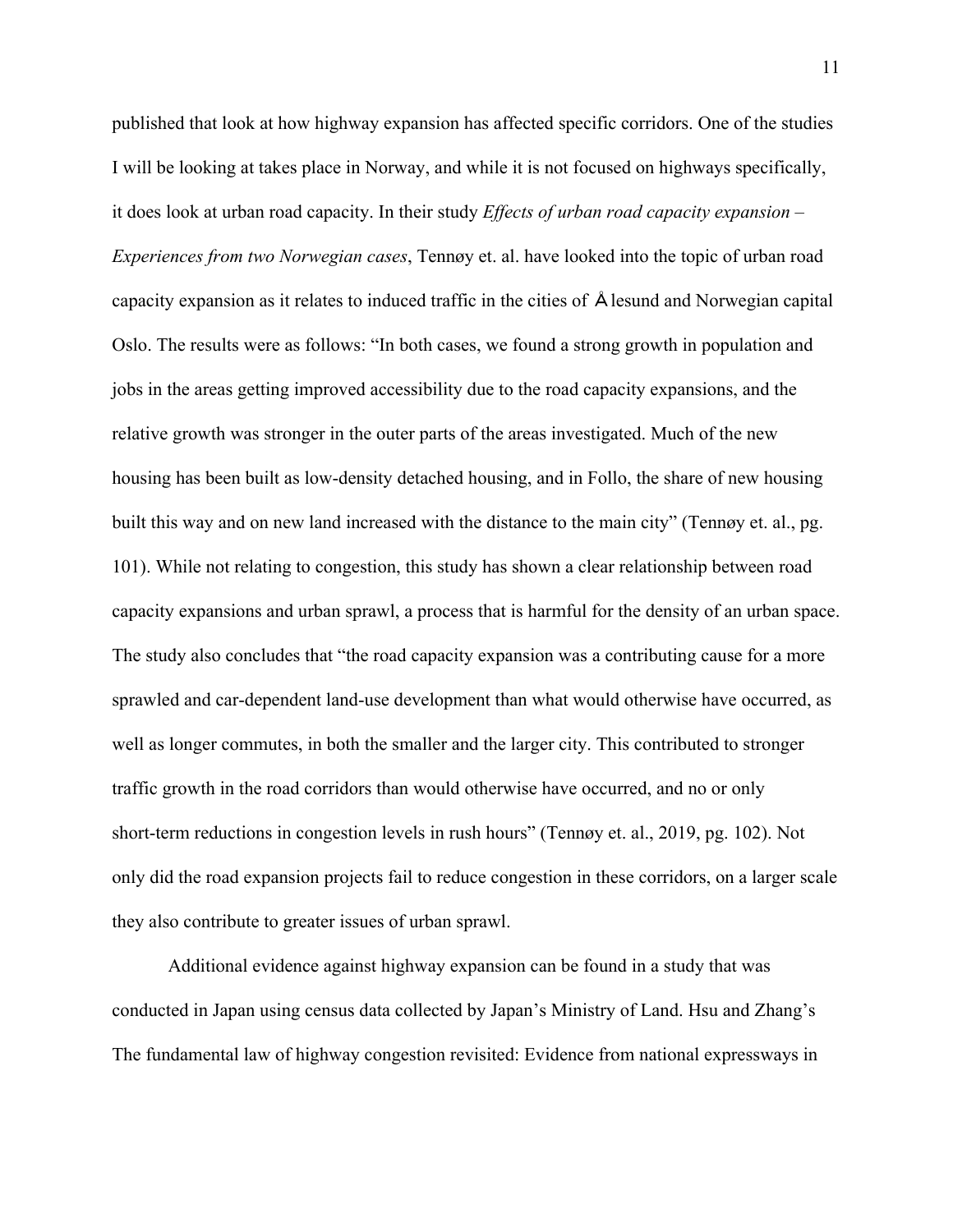published that look at how highway expansion has affected specific corridors. One of the studies I will be looking at takes place in Norway, and while it is not focused on highways specifically, it does look at urban road capacity. In their study *Effects of urban road capacity expansion – Experiences from two Norwegian cases*, Tennøy et. al. have looked into the topic of urban road capacity expansion as it relates to induced traffic in the cities of Ålesund and Norwegian capital Oslo. The results were as follows: "In both cases, we found a strong growth in population and jobs in the areas getting improved accessibility due to the road capacity expansions, and the relative growth was stronger in the outer parts of the areas investigated. Much of the new housing has been built as low-density detached housing, and in Follo, the share of new housing built this way and on new land increased with the distance to the main city" (Tennøy et. al., pg. 101). While not relating to congestion, this study has shown a clear relationship between road capacity expansions and urban sprawl, a process that is harmful for the density of an urban space. The study also concludes that "the road capacity expansion was a contributing cause for a more sprawled and car-dependent land-use development than what would otherwise have occurred, as well as longer commutes, in both the smaller and the larger city. This contributed to stronger traffic growth in the road corridors than would otherwise have occurred, and no or only short-term reductions in congestion levels in rush hours" (Tennøy et. al., 2019, pg. 102). Not only did the road expansion projects fail to reduce congestion in these corridors, on a larger scale they also contribute to greater issues of urban sprawl.

Additional evidence against highway expansion can be found in a study that was conducted in Japan using census data collected by Japan's Ministry of Land. Hsu and Zhang's The fundamental law of highway congestion revisited: Evidence from national expressways in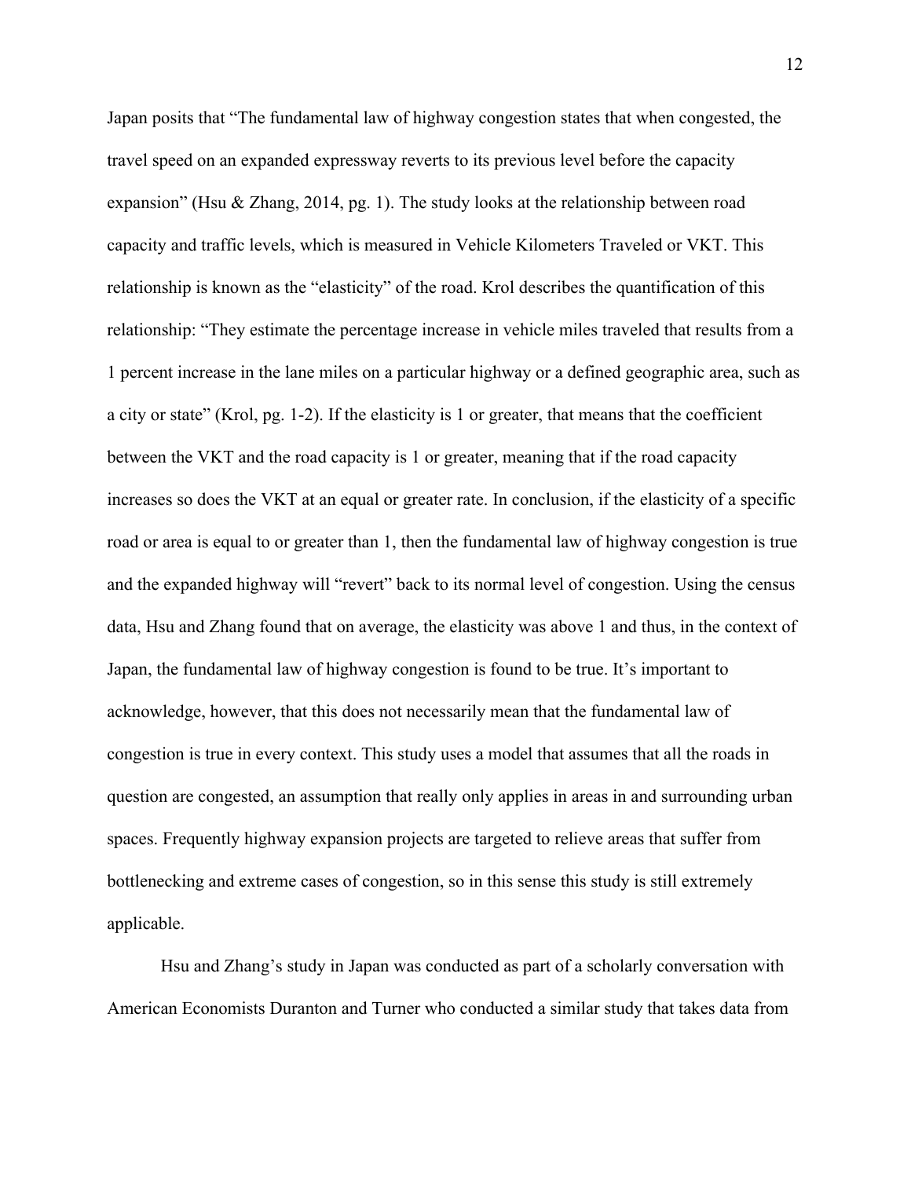Japan posits that “The fundamental law of highway congestion states that when congested, the travel speed on an expanded expressway reverts to its previous level before the capacity expansion” (Hsu & Zhang, 2014, pg. 1). The study looks at the relationship between road capacity and traffic levels, which is measured in Vehicle Kilometers Traveled or VKT. This relationship is known as the “elasticity” of the road. Krol describes the quantification of this relationship: “They estimate the percentage increase in vehicle miles traveled that results from a 1 percent increase in the lane miles on a particular highway or a defined geographic area, such as a city or state” (Krol, pg. 1-2). If the elasticity is 1 or greater, that means that the coefficient between the VKT and the road capacity is 1 or greater, meaning that if the road capacity increases so does the VKT at an equal or greater rate. In conclusion, if the elasticity of a specific road or area is equal to or greater than 1, then the fundamental law of highway congestion is true and the expanded highway will “revert” back to its normal level of congestion. Using the census data, Hsu and Zhang found that on average, the elasticity was above 1 and thus, in the context of Japan, the fundamental law of highway congestion is found to be true. It’s important to acknowledge, however, that this does not necessarily mean that the fundamental law of congestion is true in every context. This study uses a model that assumes that all the roads in question are congested, an assumption that really only applies in areas in and surrounding urban spaces. Frequently highway expansion projects are targeted to relieve areas that suffer from bottlenecking and extreme cases of congestion, so in this sense this study is still extremely applicable.

Hsu and Zhang’s study in Japan was conducted as part of a scholarly conversation with American Economists Duranton and Turner who conducted a similar study that takes data from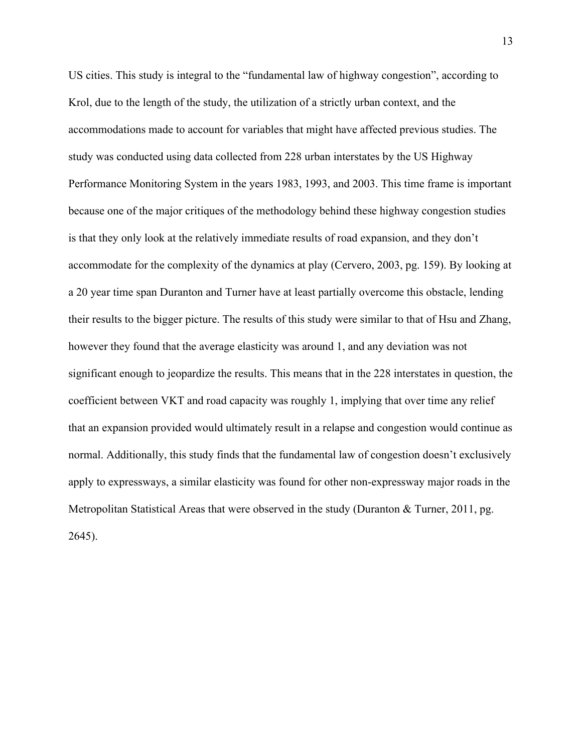US cities. This study is integral to the "fundamental law of highway congestion", according to Krol, due to the length of the study, the utilization of a strictly urban context, and the accommodations made to account for variables that might have affected previous studies. The study was conducted using data collected from 228 urban interstates by the US Highway Performance Monitoring System in the years 1983, 1993, and 2003. This time frame is important because one of the major critiques of the methodology behind these highway congestion studies is that they only look at the relatively immediate results of road expansion, and they don't accommodate for the complexity of the dynamics at play (Cervero, 2003, pg. 159). By looking at a 20 year time span Duranton and Turner have at least partially overcome this obstacle, lending their results to the bigger picture. The results of this study were similar to that of Hsu and Zhang, however they found that the average elasticity was around 1, and any deviation was not significant enough to jeopardize the results. This means that in the 228 interstates in question, the coefficient between VKT and road capacity was roughly 1, implying that over time any relief that an expansion provided would ultimately result in a relapse and congestion would continue as normal. Additionally, this study finds that the fundamental law of congestion doesn't exclusively apply to expressways, a similar elasticity was found for other non-expressway major roads in the Metropolitan Statistical Areas that were observed in the study (Duranton & Turner, 2011, pg. 2645).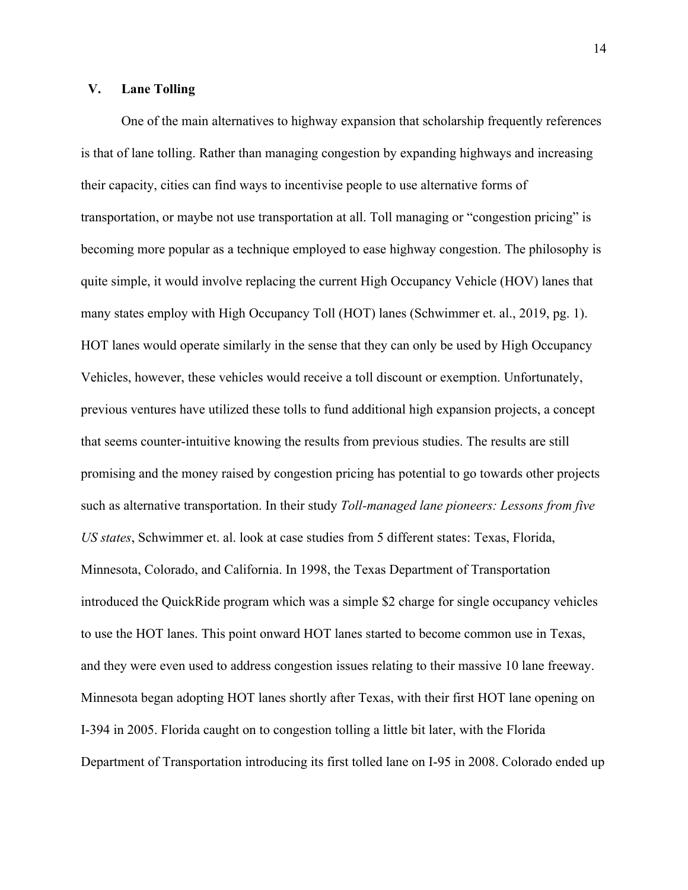## V. Lane Tolling

One of the main alternatives to highway expansion that scholarship frequently references is that of lane tolling. Rather than managing congestion by expanding highways and increasing their capacity, cities can find ways to incentivise people to use alternative forms of transportation, or maybe not use transportation at all. Toll managing or "congestion pricing" is becoming more popular as a technique employed to ease highway congestion. The philosophy is quite simple, it would involve replacing the current High Occupancy Vehicle (HOV) lanes that many states employ with High Occupancy Toll (HOT) lanes (Schwimmer et. al., 2019, pg. 1). HOT lanes would operate similarly in the sense that they can only be used by High Occupancy Vehicles, however, these vehicles would receive a toll discount or exemption. Unfortunately, previous ventures have utilized these tolls to fund additional high expansion projects, a concept that seems counter-intuitive knowing the results from previous studies. The results are still promising and the money raised by congestion pricing has potential to go towards other projects such as alternative transportation. In their study *Toll-managed lane pioneers: Lessons from five US states*, Schwimmer et. al. look at case studies from 5 different states: Texas, Florida, Minnesota, Colorado, and California. In 1998, the Texas Department of Transportation introduced the QuickRide program which was a simple $2 charge for single occupancy vehicles to use the HOT lanes. This point onward HOT lanes started to become common use in Texas, and they were even used to address congestion issues relating to their massive 10 lane freeway. Minnesota began adopting HOT lanes shortly after Texas, with their first HOT lane opening on I-394 in 2005. Florida caught on to congestion tolling a little bit later, with the Florida Department of Transportation introducing its first tolled lane on I-95 in 2008. Colorado ended up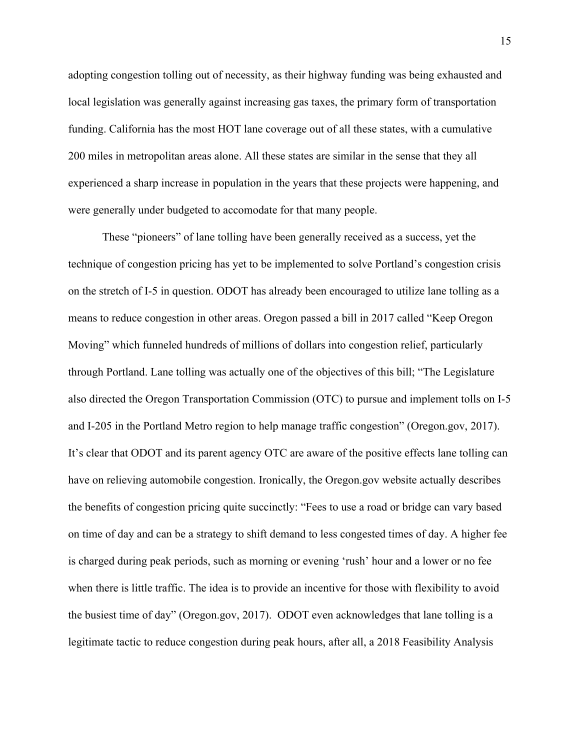adopting congestion tolling out of necessity, as their highway funding was being exhausted and local legislation was generally against increasing gas taxes, the primary form of transportation funding. California has the most HOT lane coverage out of all these states, with a cumulative 200 miles in metropolitan areas alone. All these states are similar in the sense that they all experienced a sharp increase in population in the years that these projects were happening, and were generally under budgeted to accomodate for that many people.

These "pioneers" of lane tolling have been generally received as a success, yet the technique of congestion pricing has yet to be implemented to solve Portland's congestion crisis on the stretch of I-5 in question. ODOT has already been encouraged to utilize lane tolling as a means to reduce congestion in other areas. Oregon passed a bill in 2017 called "Keep Oregon Moving" which funneled hundreds of millions of dollars into congestion relief, particularly through Portland. Lane tolling was actually one of the objectives of this bill; "The Legislature also directed the Oregon Transportation Commission (OTC) to pursue and implement tolls on I-5 and I-205 in the Portland Metro region to help manage traffic congestion" (Oregon.gov, 2017). It's clear that ODOT and its parent agency OTC are aware of the positive effects lane tolling can have on relieving automobile congestion. Ironically, the Oregon.gov website actually describes the benefits of congestion pricing quite succinctly: "Fees to use a road or bridge can vary based on time of day and can be a strategy to shift demand to less congested times of day. A higher fee is charged during peak periods, such as morning or evening 'rush' hour and a lower or no fee when there is little traffic. The idea is to provide an incentive for those with flexibility to avoid the busiest time of day" (Oregon.gov, 2017). ODOT even acknowledges that lane tolling is a legitimate tactic to reduce congestion during peak hours, after all, a 2018 Feasibility Analysis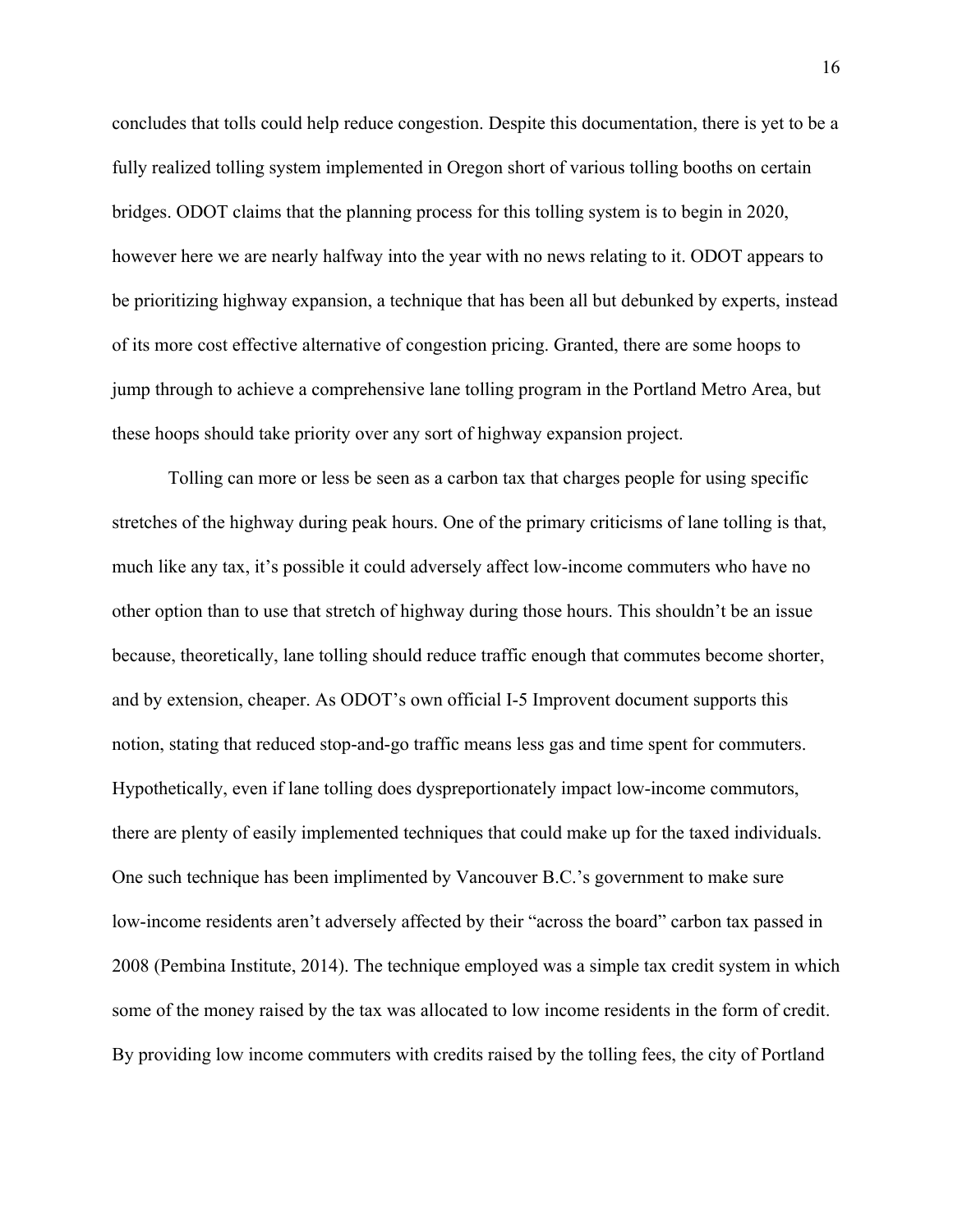concludes that tolls could help reduce congestion. Despite this documentation, there is yet to be a fully realized tolling system implemented in Oregon short of various tolling booths on certain bridges. ODOT claims that the planning process for this tolling system is to begin in 2020, however here we are nearly halfway into the year with no news relating to it. ODOT appears to be prioritizing highway expansion, a technique that has been all but debunked by experts, instead of its more cost effective alternative of congestion pricing. Granted, there are some hoops to jump through to achieve a comprehensive lane tolling program in the Portland Metro Area, but these hoops should take priority over any sort of highway expansion project.

Tolling can more or less be seen as a carbon tax that charges people for using specific stretches of the highway during peak hours. One of the primary criticisms of lane tolling is that, much like any tax, it's possible it could adversely affect low-income commuters who have no other option than to use that stretch of highway during those hours. This shouldn't be an issue because, theoretically, lane tolling should reduce traffic enough that commutes become shorter, and by extension, cheaper. As ODOT's own official I-5 Improvent document supports this notion, stating that reduced stop-and-go traffic means less gas and time spent for commuters. Hypothetically, even if lane tolling does dyspreportionately impact low-income commutors, there are plenty of easily implemented techniques that could make up for the taxed individuals. One such technique has been implimented by Vancouver B.C.'s government to make sure low-income residents aren't adversely affected by their "across the board" carbon tax passed in 2008 (Pembina Institute, 2014). The technique employed was a simple tax credit system in which some of the money raised by the tax was allocated to low income residents in the form of credit. By providing low income commuters with credits raised by the tolling fees, the city of Portland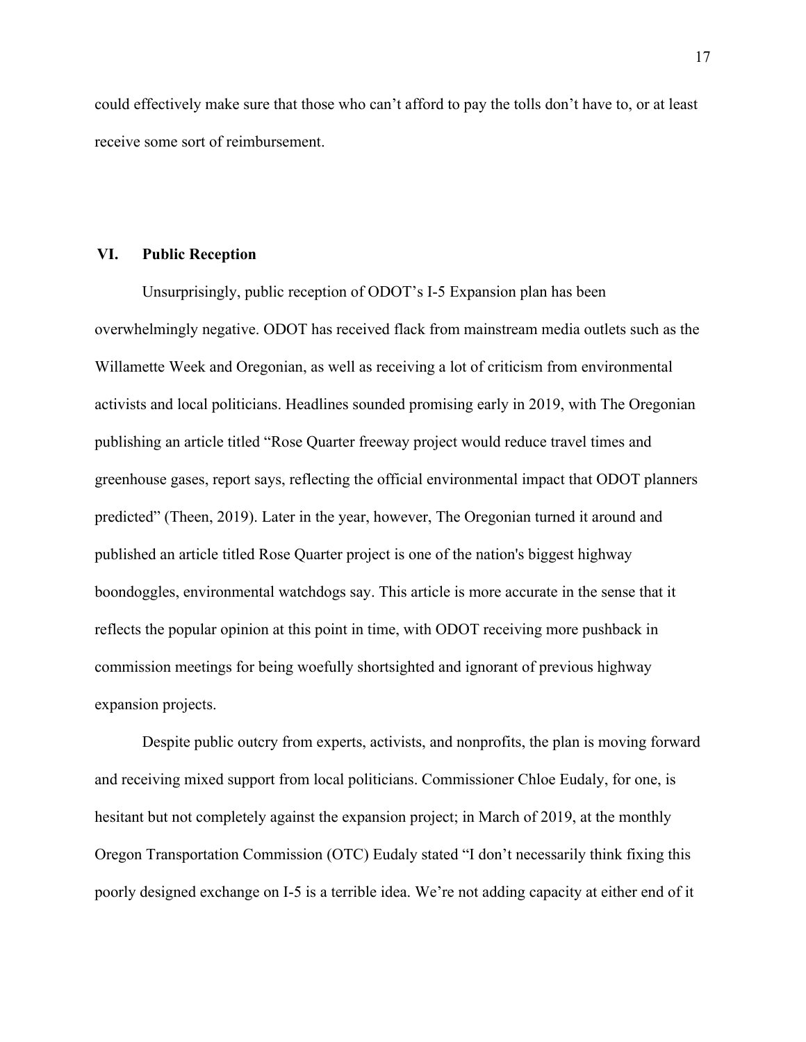could effectively make sure that those who can't afford to pay the tolls don't have to, or at least receive some sort of reimbursement.

## VI. Public Reception

Unsurprisingly, public reception of ODOT's I-5 Expansion plan has been overwhelmingly negative. ODOT has received flack from mainstream media outlets such as the Willamette Week and Oregonian, as well as receiving a lot of criticism from environmental activists and local politicians. Headlines sounded promising early in 2019, with The Oregonian publishing an article titled "Rose Quarter freeway project would reduce travel times and greenhouse gases, report says, reflecting the official environmental impact that ODOT planners predicted" (Theen, 2019). Later in the year, however, The Oregonian turned it around and published an article titled Rose Quarter project is one of the nation's biggest highway boondoggles, environmental watchdogs say. This article is more accurate in the sense that it reflects the popular opinion at this point in time, with ODOT receiving more pushback in commission meetings for being woefully shortsighted and ignorant of previous highway expansion projects.

Despite public outcry from experts, activists, and nonprofits, the plan is moving forward and receiving mixed support from local politicians. Commissioner Chloe Eudaly, for one, is hesitant but not completely against the expansion project; in March of 2019, at the monthly Oregon Transportation Commission (OTC) Eudaly stated "I don't necessarily think fixing this poorly designed exchange on I-5 is a terrible idea. We're not adding capacity at either end of it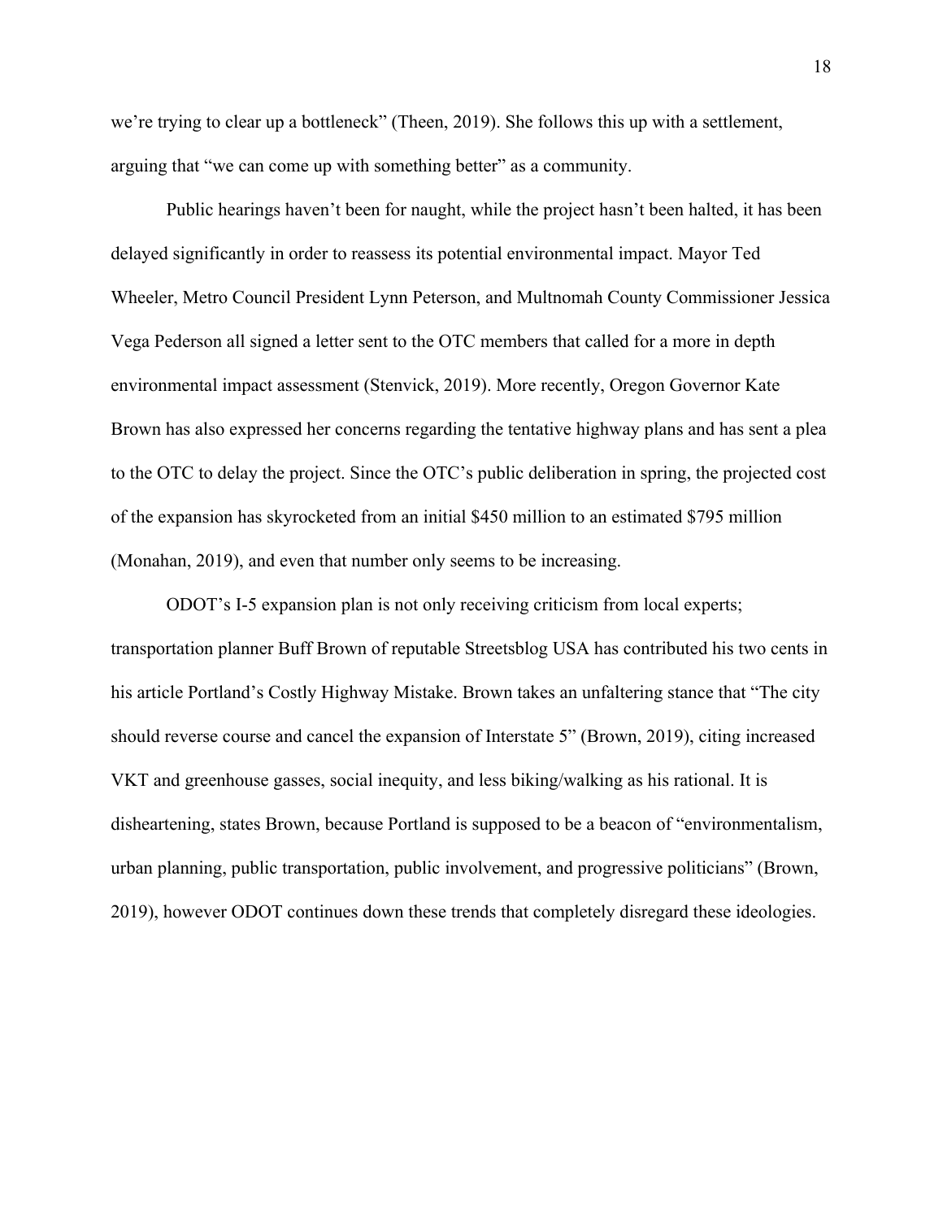we're trying to clear up a bottleneck" (Theen, 2019). She follows this up with a settlement, arguing that "we can come up with something better" as a community.

Public hearings haven't been for naught, while the project hasn't been halted, it has been delayed significantly in order to reassess its potential environmental impact. Mayor Ted Wheeler, Metro Council President Lynn Peterson, and Multnomah County Commissioner Jessica Vega Pederson all signed a letter sent to the OTC members that called for a more in depth environmental impact assessment (Stenvick, 2019). More recently, Oregon Governor Kate Brown has also expressed her concerns regarding the tentative highway plans and has sent a plea to the OTC to delay the project. Since the OTC's public deliberation in spring, the projected cost of the expansion has skyrocketed from an initial $450 million to an estimated $795 million (Monahan, 2019), and even that number only seems to be increasing.

ODOT's I-5 expansion plan is not only receiving criticism from local experts; transportation planner Buff Brown of reputable Streetsblog USA has contributed his two cents in his article Portland's Costly Highway Mistake. Brown takes an unfaltering stance that "The city should reverse course and cancel the expansion of Interstate 5" (Brown, 2019), citing increased VKT and greenhouse gasses, social inequity, and less biking/walking as his rational. It is disheartening, states Brown, because Portland is supposed to be a beacon of "environmentalism, urban planning, public transportation, public involvement, and progressive politicians" (Brown, 2019), however ODOT continues down these trends that completely disregard these ideologies.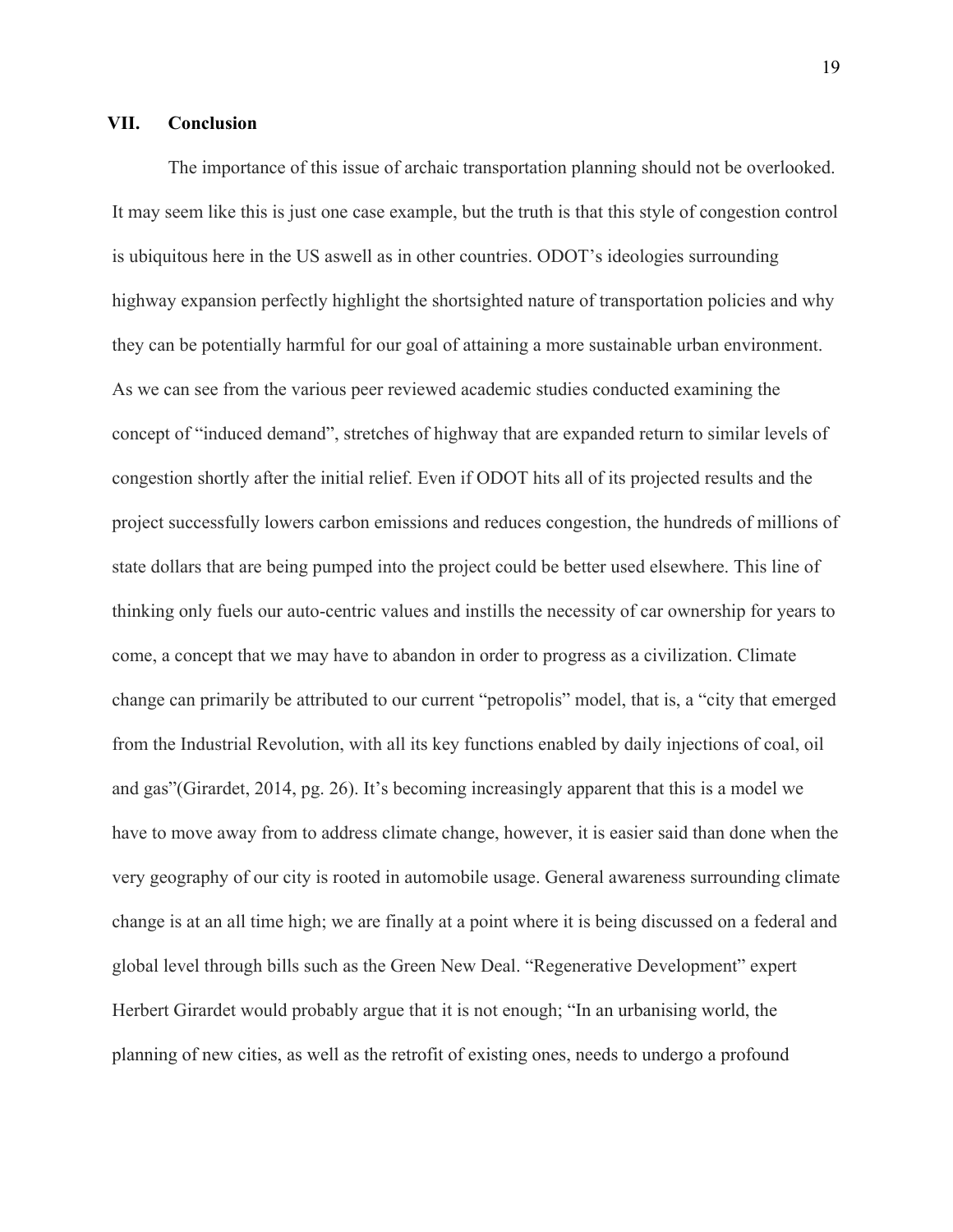## VII. Conclusion

The importance of this issue of archaic transportation planning should not be overlooked. It may seem like this is just one case example, but the truth is that this style of congestion control is ubiquitous here in the US aswell as in other countries. ODOT's ideologies surrounding highway expansion perfectly highlight the shortsighted nature of transportation policies and why they can be potentially harmful for our goal of attaining a more sustainable urban environment. As we can see from the various peer reviewed academic studies conducted examining the concept of "induced demand", stretches of highway that are expanded return to similar levels of congestion shortly after the initial relief. Even if ODOT hits all of its projected results and the project successfully lowers carbon emissions and reduces congestion, the hundreds of millions of state dollars that are being pumped into the project could be better used elsewhere. This line of thinking only fuels our auto-centric values and instills the necessity of car ownership for years to come, a concept that we may have to abandon in order to progress as a civilization. Climate change can primarily be attributed to our current "petropolis" model, that is, a "city that emerged from the Industrial Revolution, with all its key functions enabled by daily injections of coal, oil and gas"(Girardet, 2014, pg. 26). It's becoming increasingly apparent that this is a model we have to move away from to address climate change, however, it is easier said than done when the very geography of our city is rooted in automobile usage. General awareness surrounding climate change is at an all time high; we are finally at a point where it is being discussed on a federal and global level through bills such as the Green New Deal. "Regenerative Development" expert Herbert Girardet would probably argue that it is not enough; "In an urbanising world, the planning of new cities, as well as the retrofit of existing ones, needs to undergo a profound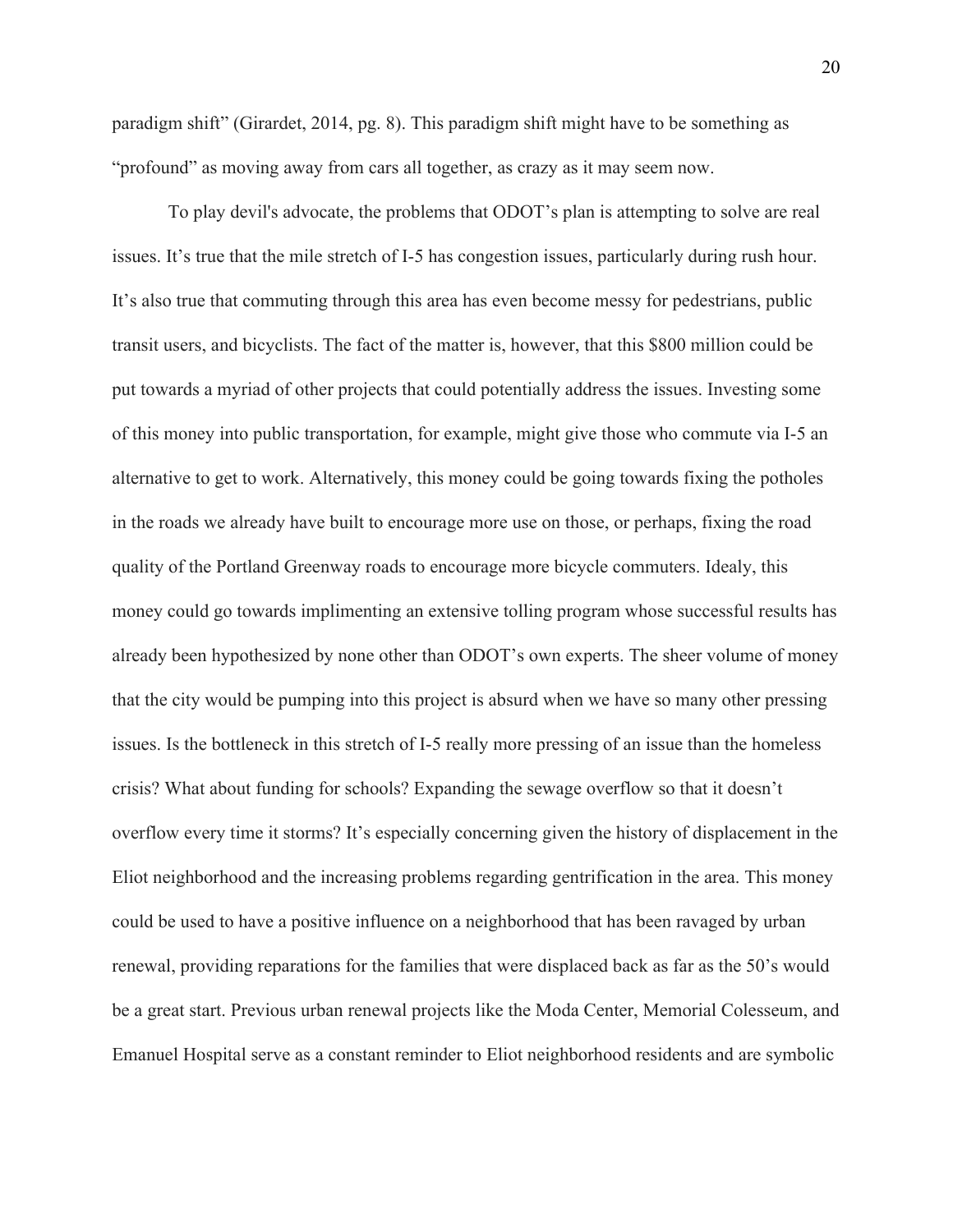paradigm shift" (Girardet, 2014, pg. 8). This paradigm shift might have to be something as "profound" as moving away from cars all together, as crazy as it may seem now.

To play devil's advocate, the problems that ODOT's plan is attempting to solve are real issues. It's true that the mile stretch of I-5 has congestion issues, particularly during rush hour. It's also true that commuting through this area has even become messy for pedestrians, public transit users, and bicyclists. The fact of the matter is, however, that this $800 million could be put towards a myriad of other projects that could potentially address the issues. Investing some of this money into public transportation, for example, might give those who commute via I-5 an alternative to get to work. Alternatively, this money could be going towards fixing the potholes in the roads we already have built to encourage more use on those, or perhaps, fixing the road quality of the Portland Greenway roads to encourage more bicycle commuters. Idealy, this money could go towards implimenting an extensive tolling program whose successful results has already been hypothesized by none other than ODOT's own experts. The sheer volume of money that the city would be pumping into this project is absurd when we have so many other pressing issues. Is the bottleneck in this stretch of I-5 really more pressing of an issue than the homeless crisis? What about funding for schools? Expanding the sewage overflow so that it doesn't overflow every time it storms? It's especially concerning given the history of displacement in the Eliot neighborhood and the increasing problems regarding gentrification in the area. This money could be used to have a positive influence on a neighborhood that has been ravaged by urban renewal, providing reparations for the families that were displaced back as far as the 50's would be a great start. Previous urban renewal projects like the Moda Center, Memorial Colesseum, and Emanuel Hospital serve as a constant reminder to Eliot neighborhood residents and are symbolic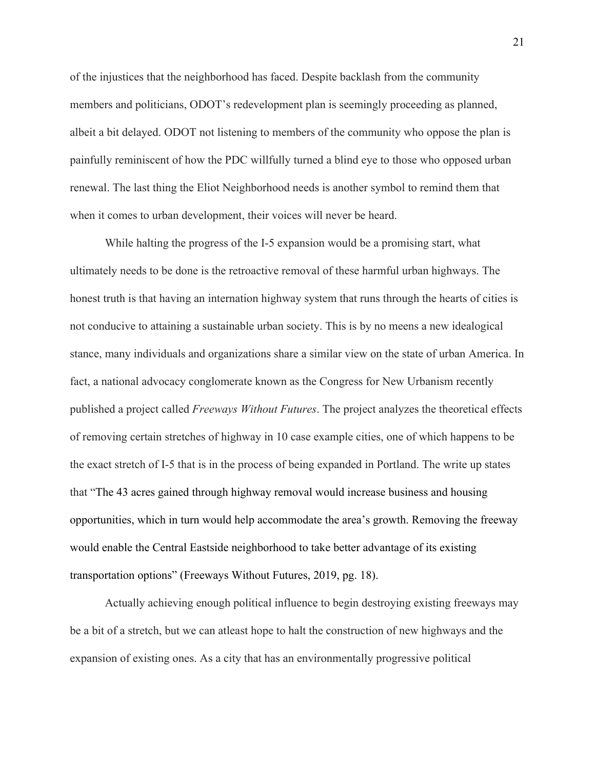of the injustices that the neighborhood has faced. Despite backlash from the community members and politicians, ODOT's redevelopment plan is seemingly proceeding as planned, albeit a bit delayed. ODOT not listening to members of the community who oppose the plan is painfully reminiscent of how the PDC willfully turned a blind eye to those who opposed urban renewal. The last thing the Eliot Neighborhood needs is another symbol to remind them that when it comes to urban development, their voices will never be heard.

While halting the progress of the I-5 expansion would be a promising start, what ultimately needs to be done is the retroactive removal of these harmful urban highways. The honest truth is that having an internation highway system that runs through the hearts of cities is not conducive to attaining a sustainable urban society. This is by no meens a new idealogical stance, many individuals and organizations share a similar view on the state of urban America. In fact, a national advocacy conglomerate known as the Congress for New Urbanism recently published a project called *Freeways Without Futures*. The project analyzes the theoretical effects of removing certain stretches of highway in 10 case example cities, one of which happens to be the exact stretch of I-5 that is in the process of being expanded in Portland. The write up states that "The 43 acres gained through highway removal would increase business and housing opportunities, which in turn would help accommodate the area's growth. Removing the freeway would enable the Central Eastside neighborhood to take better advantage of its existing transportation options" (Freeways Without Futures, 2019, pg. 18).

Actually achieving enough political influence to begin destroying existing freeways may be a bit of a stretch, but we can atleast hope to halt the construction of new highways and the expansion of existing ones. As a city that has an environmentally progressive political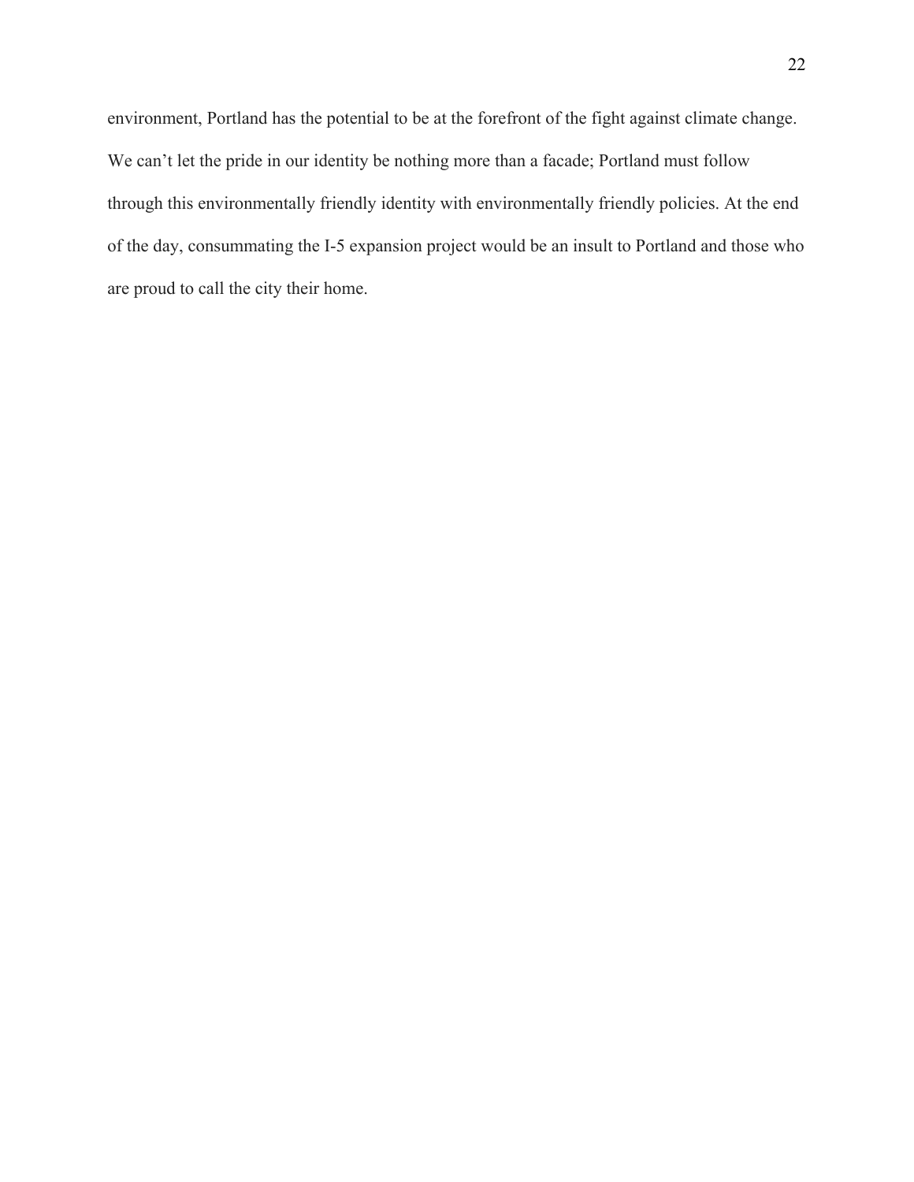environment, Portland has the potential to be at the forefront of the fight against climate change. We can't let the pride in our identity be nothing more than a facade; Portland must follow through this environmentally friendly identity with environmentally friendly policies. At the end of the day, consummating the I-5 expansion project would be an insult to Portland and those who are proud to call the city their home.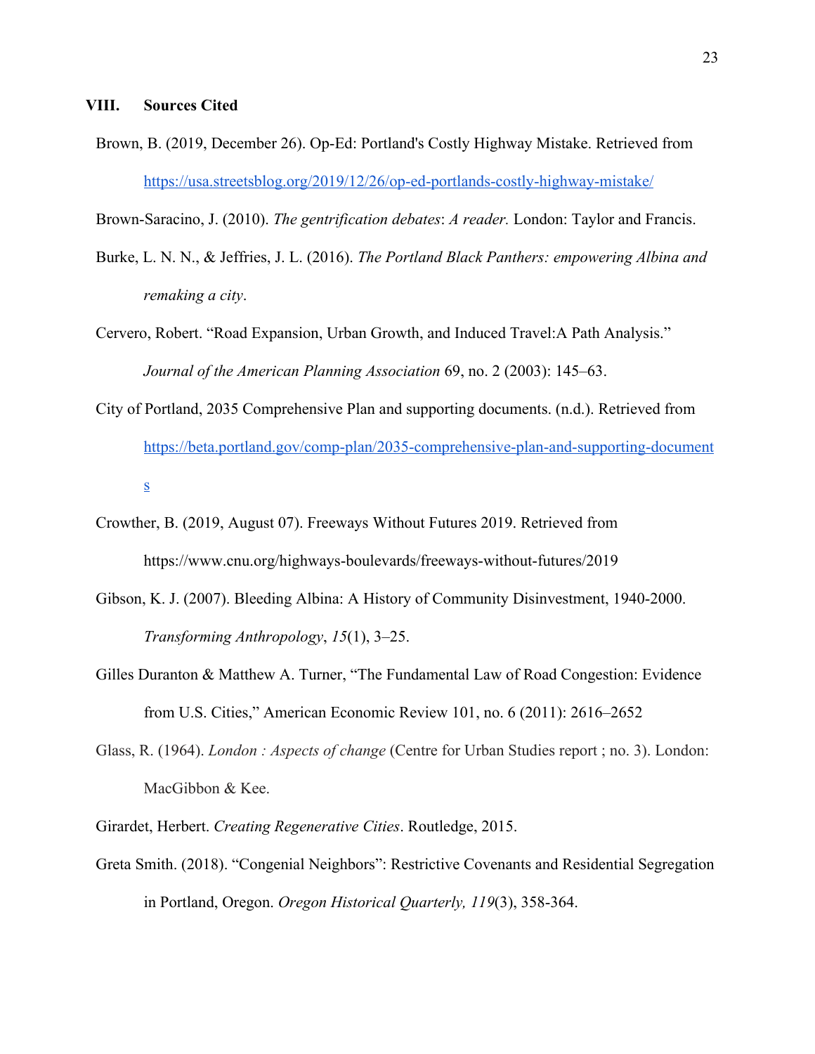## VIII. Sources Cited

Brown, B. (2019, December 26). Op-Ed: Portland's Costly Highway Mistake. Retrieved from https://usa.streetsblog.org/2019/12/26/op-ed-portlands-costly-highway-mistake/

Brown-Saracino, J. (2010). *The gentrification debates*: *A reader.* London: Taylor and Francis.

Burke, L. N. N., & Jeffries, J. L. (2016). *The Portland Black Panthers: empowering Albina and remaking a city*.

Cervero, Robert. "Road Expansion, Urban Growth, and Induced Travel:A Path Analysis." *Journal of the American Planning Association* 69, no. 2 (2003): 145–63.

City of Portland, 2035 Comprehensive Plan and supporting documents. (n.d.). Retrieved from https://beta.portland.gov/comp-plan/2035-comprehensive-plan-and-supporting-documents

Crowther, B. (2019, August 07). Freeways Without Futures 2019. Retrieved from https://www.cnu.org/highways-boulevards/freeways-without-futures/2019

Gibson, K. J. (2007). Bleeding Albina: A History of Community Disinvestment, 1940-2000. *Transforming Anthropology*, *15*(1), 3–25.

Gilles Duranton & Matthew A. Turner, "The Fundamental Law of Road Congestion: Evidence from U.S. Cities," American Economic Review 101, no. 6 (2011): 2616–2652

Glass, R. (1964). *London : Aspects of change* (Centre for Urban Studies report ; no. 3). London: MacGibbon & Kee.

Girardet, Herbert. *Creating Regenerative Cities*. Routledge, 2015.

Greta Smith. (2018). "Congenial Neighbors": Restrictive Covenants and Residential Segregation in Portland, Oregon. *Oregon Historical Quarterly, 119*(3), 358-364.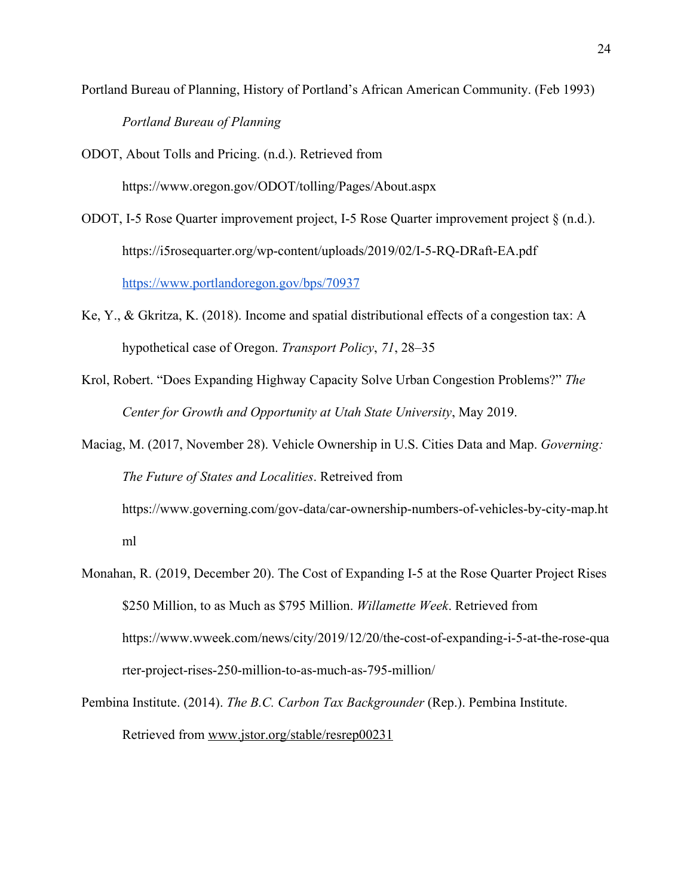Portland Bureau of Planning, History of Portland's African American Community. (Feb 1993) *Portland Bureau of Planning*

ODOT, About Tolls and Pricing. (n.d.). Retrieved from https://www.oregon.gov/ODOT/tolling/Pages/About.aspx

ODOT, I-5 Rose Quarter improvement project, I-5 Rose Quarter improvement project § (n.d.). https://i5rosequarter.org/wp-content/uploads/2019/02/I-5-RQ-DRaft-EA.pdf https://www.portlandoregon.gov/bps/70937

Ke, Y., & Gkritza, K. (2018). Income and spatial distributional effects of a congestion tax: A hypothetical case of Oregon. *Transport Policy*, *71*, 28–35

Krol, Robert. "Does Expanding Highway Capacity Solve Urban Congestion Problems?" *The Center for Growth and Opportunity at Utah State University*, May 2019.

Maciag, M. (2017, November 28). Vehicle Ownership in U.S. Cities Data and Map. *Governing: The Future of States and Localities*. Retreived from https://www.governing.com/gov-data/car-ownership-numbers-of-vehicles-by-city-map.html

Monahan, R. (2019, December 20). The Cost of Expanding I-5 at the Rose Quarter Project Rises $250 Million, to as Much as $795 Million. *Willamette Week*. Retrieved from https://www.wweek.com/news/city/2019/12/20/the-cost-of-expanding-i-5-at-the-rose-quarter-project-rises-250-million-to-as-much-as-795-million/

Pembina Institute. (2014). *The B.C. Carbon Tax Backgrounder* (Rep.). Pembina Institute. Retrieved from www.jstor.org/stable/resrep00231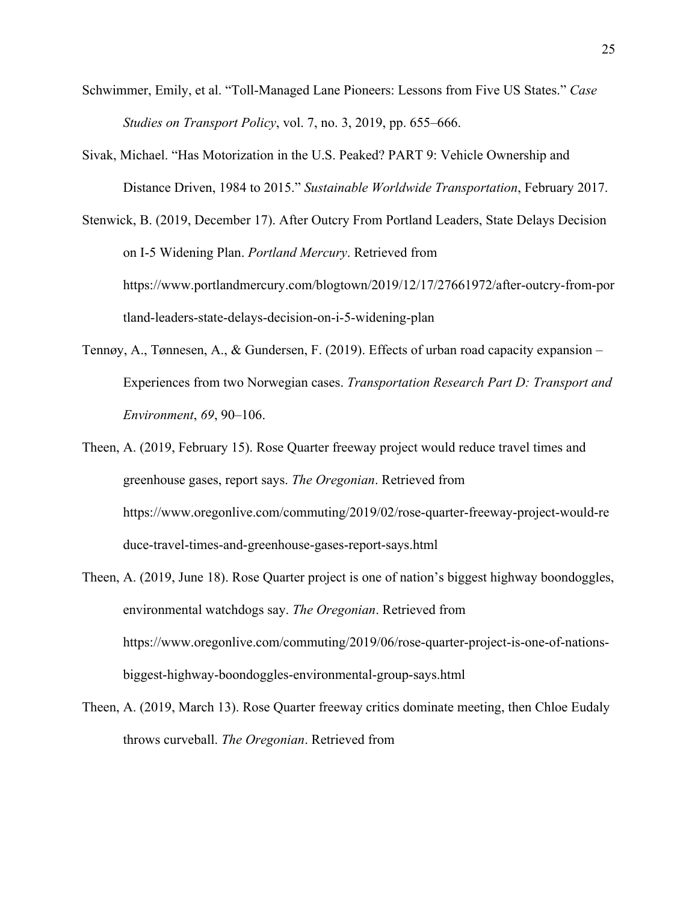Schwimmer, Emily, et al. “Toll-Managed Lane Pioneers: Lessons from Five US States.” *Case Studies on Transport Policy*, vol. 7, no. 3, 2019, pp. 655–666.

Sivak, Michael. “Has Motorization in the U.S. Peaked? PART 9: Vehicle Ownership and Distance Driven, 1984 to 2015.” *Sustainable Worldwide Transportation*, February 2017.

Stenwick, B. (2019, December 17). After Outcry From Portland Leaders, State Delays Decision on I-5 Widening Plan. *Portland Mercury*. Retrieved from https://www.portlandmercury.com/blogtown/2019/12/17/27661972/after-outcry-from-portland-leaders-state-delays-decision-on-i-5-widening-plan

Tennøy, A., Tønnesen, A., & Gundersen, F. (2019). Effects of urban road capacity expansion – Experiences from two Norwegian cases. *Transportation Research Part D: Transport and Environment*, *69*, 90–106.

Theen, A. (2019, February 15). Rose Quarter freeway project would reduce travel times and greenhouse gases, report says. *The Oregonian*. Retrieved from https://www.oregonlive.com/commuting/2019/02/rose-quarter-freeway-project-would-reduce-travel-times-and-greenhouse-gases-report-says.html

Theen, A. (2019, June 18). Rose Quarter project is one of nation’s biggest highway boondoggles, environmental watchdogs say. *The Oregonian*. Retrieved from https://www.oregonlive.com/commuting/2019/06/rose-quarter-project-is-one-of-nations-biggest-highway-boondoggles-environmental-group-says.html

Theen, A. (2019, March 13). Rose Quarter freeway critics dominate meeting, then Chloe Eudaly throws curveball. *The Oregonian*. Retrieved from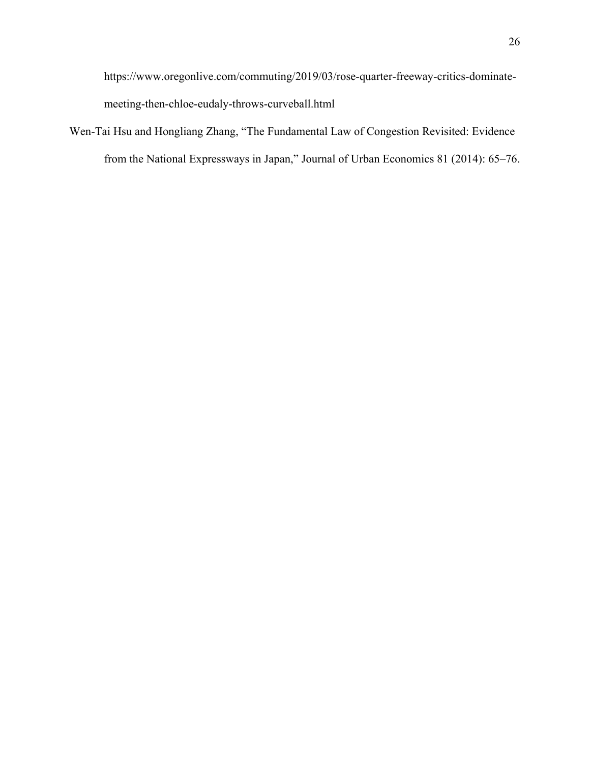https://www.oregonlive.com/commuting/2019/03/rose-quarter-freeway-critics-dominate-meeting-then-chloe-eudaly-throws-curveball.html

Wen-Tai Hsu and Hongliang Zhang, "The Fundamental Law of Congestion Revisited: Evidence from the National Expressways in Japan," Journal of Urban Economics 81 (2014): 65–76.